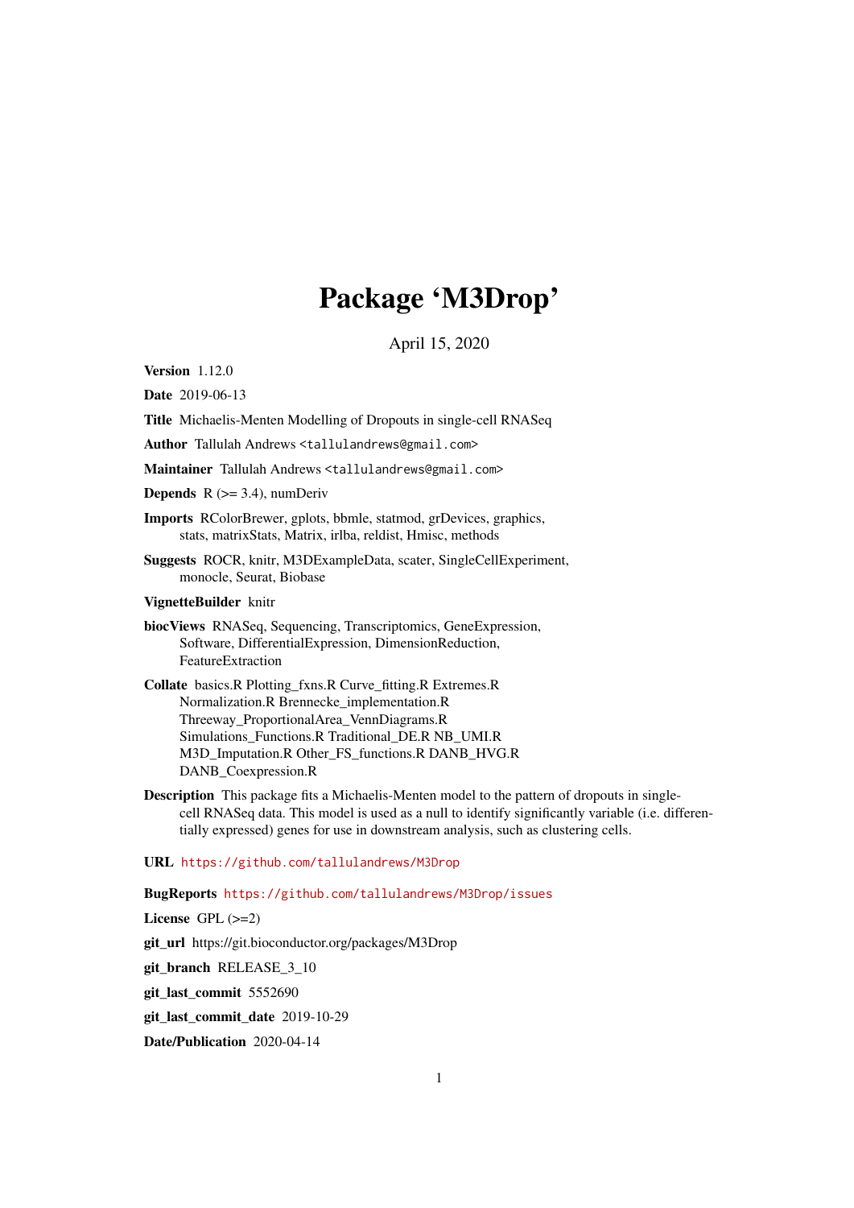# Package 'M3Drop'

April 15, 2020

**Version** 1.12.0

**Date** 2019-06-13

**Title** Michaelis-Menten Modelling of Dropouts in single-cell RNASeq

**Author** Tallulah Andrews <tallulandrews@gmail.com>

**Maintainer** Tallulah Andrews <tallulandrews@gmail.com>

**Depends** R (>= 3.4), numDeriv

**Imports** RColorBrewer, gplots, bbmle, statmod, grDevices, graphics, stats, matrixStats, Matrix, irlba, reldist, Hmisc, methods

**Suggests** ROCR, knitr, M3DExampleData, scater, SingleCellExperiment, monocle, Seurat, Biobase

**VignetteBuilder** knitr

**biocViews** RNASeq, Sequencing, Transcriptomics, GeneExpression, Software, DifferentialExpression, DimensionReduction, FeatureExtraction

**Collate** basics.R Plotting_fxns.R Curve_fitting.R Extremes.R Normalization.R Brennecke_implementation.R Threeway_ProportionalArea_VennDiagrams.R Simulations_Functions.R Traditional_DE.R NB_UMI.R M3D_Imputation.R Other_FS_functions.R DANB_HVG.R DANB_Coexpression.R

**Description** This package fits a Michaelis-Menten model to the pattern of dropouts in single-cell RNASeq data. This model is used as a null to identify significantly variable (i.e. differentially expressed) genes for use in downstream analysis, such as clustering cells.

**URL** https://github.com/tallulandrews/M3Drop

**BugReports** https://github.com/tallulandrews/M3Drop/issues

**License** GPL (>=2)

**git_url** https://git.bioconductor.org/packages/M3Drop

**git_branch** RELEASE_3_10

**git_last_commit** 5552690

**git_last_commit_date** 2019-10-29

**Date/Publication** 2020-04-14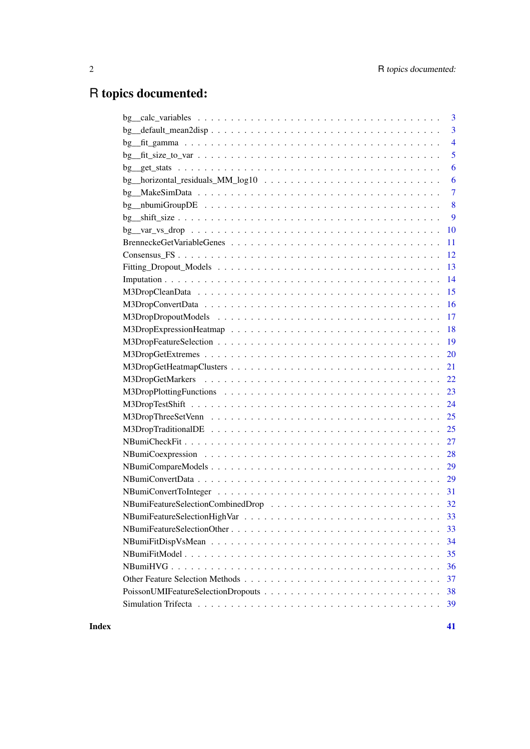# R topics documented:

bg__calc_variables . . . . . . . . . . . . . . . . . . . . . . . . . . . . . . . . . . 3
bg__default_mean2disp . . . . . . . . . . . . . . . . . . . . . . . . . . . . . . . . 3
bg__fit_gamma . . . . . . . . . . . . . . . . . . . . . . . . . . . . . . . . . . . . 4
bg__fit_size_to_var . . . . . . . . . . . . . . . . . . . . . . . . . . . . . . . . . . 5
bg__get_stats . . . . . . . . . . . . . . . . . . . . . . . . . . . . . . . . . . . . 6
bg__horizontal_residuals_MM_log10 . . . . . . . . . . . . . . . . . . . . . . . . . 6
bg__MakeSimData . . . . . . . . . . . . . . . . . . . . . . . . . . . . . . . . . . 7
bg__nbumiGroupDE . . . . . . . . . . . . . . . . . . . . . . . . . . . . . . . . . 8
bg__shift_size . . . . . . . . . . . . . . . . . . . . . . . . . . . . . . . . . . . 9
bg__var_vs_drop . . . . . . . . . . . . . . . . . . . . . . . . . . . . . . . . . . 10
BrenneckeGetVariableGenes . . . . . . . . . . . . . . . . . . . . . . . . . . . . . 11
Consensus_FS . . . . . . . . . . . . . . . . . . . . . . . . . . . . . . . . . . . . 12
Fitting_Dropout_Models . . . . . . . . . . . . . . . . . . . . . . . . . . . . . . . 13
Imputation . . . . . . . . . . . . . . . . . . . . . . . . . . . . . . . . . . . . . 14
M3DropCleanData . . . . . . . . . . . . . . . . . . . . . . . . . . . . . . . . . . 15
M3DropConvertData . . . . . . . . . . . . . . . . . . . . . . . . . . . . . . . . . 16
M3DropDropoutModels . . . . . . . . . . . . . . . . . . . . . . . . . . . . . . . 17
M3DropExpressionHeatmap . . . . . . . . . . . . . . . . . . . . . . . . . . . . . 18
M3DropFeatureSelection . . . . . . . . . . . . . . . . . . . . . . . . . . . . . . . 19
M3DropGetExtremes . . . . . . . . . . . . . . . . . . . . . . . . . . . . . . . . . 20
M3DropGetHeatmapClusters . . . . . . . . . . . . . . . . . . . . . . . . . . . . . 21
M3DropGetMarkers . . . . . . . . . . . . . . . . . . . . . . . . . . . . . . . . . 22
M3DropPlottingFunctions . . . . . . . . . . . . . . . . . . . . . . . . . . . . . . 23
M3DropTestShift . . . . . . . . . . . . . . . . . . . . . . . . . . . . . . . . . . 24
M3DropThreeSetVenn . . . . . . . . . . . . . . . . . . . . . . . . . . . . . . . . 25
M3DropTraditionalDE . . . . . . . . . . . . . . . . . . . . . . . . . . . . . . . . 25
NBumiCheckFit . . . . . . . . . . . . . . . . . . . . . . . . . . . . . . . . . . . 27
NBumiCoexpression . . . . . . . . . . . . . . . . . . . . . . . . . . . . . . . . . 28
NBumiCompareModels . . . . . . . . . . . . . . . . . . . . . . . . . . . . . . . . 29
NBumiConvertData . . . . . . . . . . . . . . . . . . . . . . . . . . . . . . . . . . 29
NBumiConvertToInteger . . . . . . . . . . . . . . . . . . . . . . . . . . . . . . . 31
NBumiFeatureSelectionCombinedDrop . . . . . . . . . . . . . . . . . . . . . . . . 32
NBumiFeatureSelectionHighVar . . . . . . . . . . . . . . . . . . . . . . . . . . . 33
NBumiFeatureSelectionOther . . . . . . . . . . . . . . . . . . . . . . . . . . . . . 33
NBumiFitDispVsMean . . . . . . . . . . . . . . . . . . . . . . . . . . . . . . . . 34
NBumiFitModel . . . . . . . . . . . . . . . . . . . . . . . . . . . . . . . . . . . 35
NBumiHVG . . . . . . . . . . . . . . . . . . . . . . . . . . . . . . . . . . . . . 36
Other Feature Selection Methods . . . . . . . . . . . . . . . . . . . . . . . . . . . 37
PoissonUMIFeatureSelectionDropouts . . . . . . . . . . . . . . . . . . . . . . . . 38
Simulation Trifecta . . . . . . . . . . . . . . . . . . . . . . . . . . . . . . . . . . 39

**Index** **41**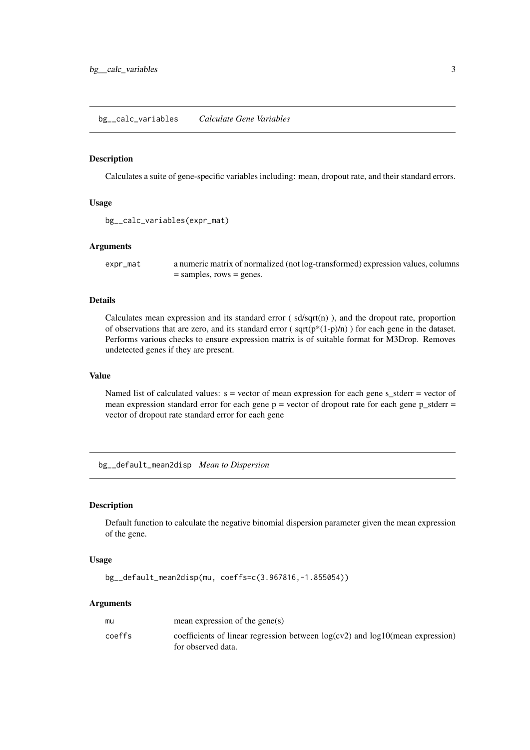## bg__calc_variables *Calculate Gene Variables*

### Description

Calculates a suite of gene-specific variables including: mean, dropout rate, and their standard errors.

### Usage

```
bg__calc_variables(expr_mat)
```

### Arguments

| | |
|---|---|
| expr_mat | a numeric matrix of normalized (not log-transformed) expression values, columns = samples, rows = genes. |

### Details

Calculates mean expression and its standard error ( sd/sqrt(n) ), and the dropout rate, proportion of observations that are zero, and its standard error ( sqrt(p*(1-p)/n) ) for each gene in the dataset. Performs various checks to ensure expression matrix is of suitable format for M3Drop. Removes undetected genes if they are present.

### Value

Named list of calculated values: s = vector of mean expression for each gene s_stderr = vector of mean expression standard error for each gene p = vector of dropout rate for each gene p_stderr = vector of dropout rate standard error for each gene

## bg__default_mean2disp *Mean to Dispersion*

### Description

Default function to calculate the negative binomial dispersion parameter given the mean expression of the gene.

### Usage

```
bg__default_mean2disp(mu, coeffs=c(3.967816,-1.855054))
```

### Arguments

| | |
|---|---|
| mu | mean expression of the gene(s) |
| coeffs | coefficients of linear regression between log(cv2) and log10(mean expression) for observed data. |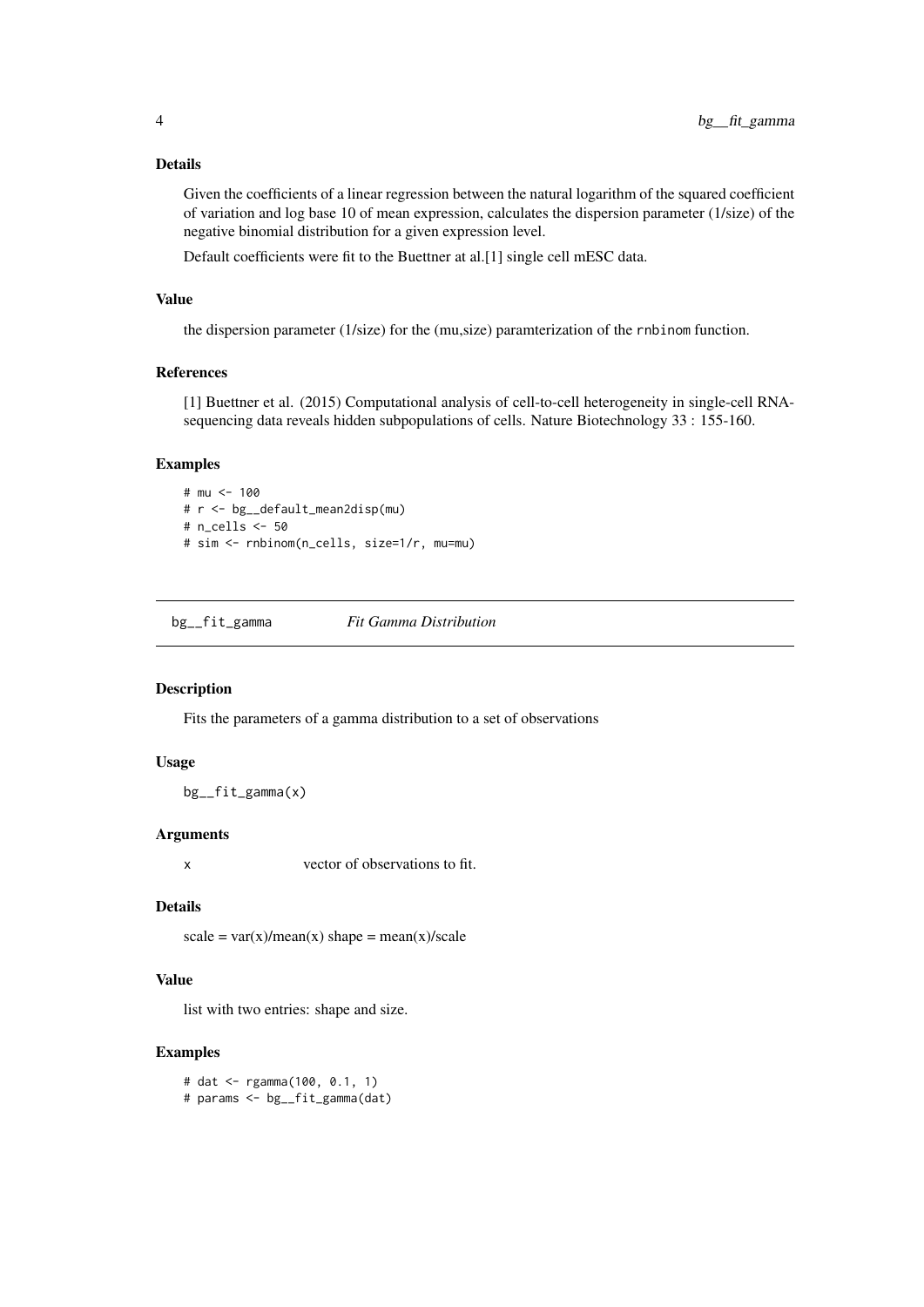### Details

Given the coefficients of a linear regression between the natural logarithm of the squared coefficient of variation and log base 10 of mean expression, calculates the dispersion parameter (1/size) of the negative binomial distribution for a given expression level.

Default coefficients were fit to the Buettner at al.[1] single cell mESC data.

### Value

the dispersion parameter (1/size) for the (mu,size) paramterization of the `rnbinom` function.

### References

[1] Buettner et al. (2015) Computational analysis of cell-to-cell heterogeneity in single-cell RNA-sequencing data reveals hidden subpopulations of cells. Nature Biotechnology 33 : 155-160.

### Examples

```
# mu <- 100
# r <- bg__default_mean2disp(mu)
# n_cells <- 50
# sim <- rnbinom(n_cells, size=1/r, mu=mu)
```

---

## bg__fit_gamma &nbsp;&nbsp;&nbsp; *Fit Gamma Distribution*

---

### Description

Fits the parameters of a gamma distribution to a set of observations

### Usage

```
bg__fit_gamma(x)
```

### Arguments

| | |
|---|---|
| x | vector of observations to fit. |

### Details

scale = var(x)/mean(x) shape = mean(x)/scale

### Value

list with two entries: shape and size.

### Examples

```
# dat <- rgamma(100, 0.1, 1)
# params <- bg__fit_gamma(dat)
```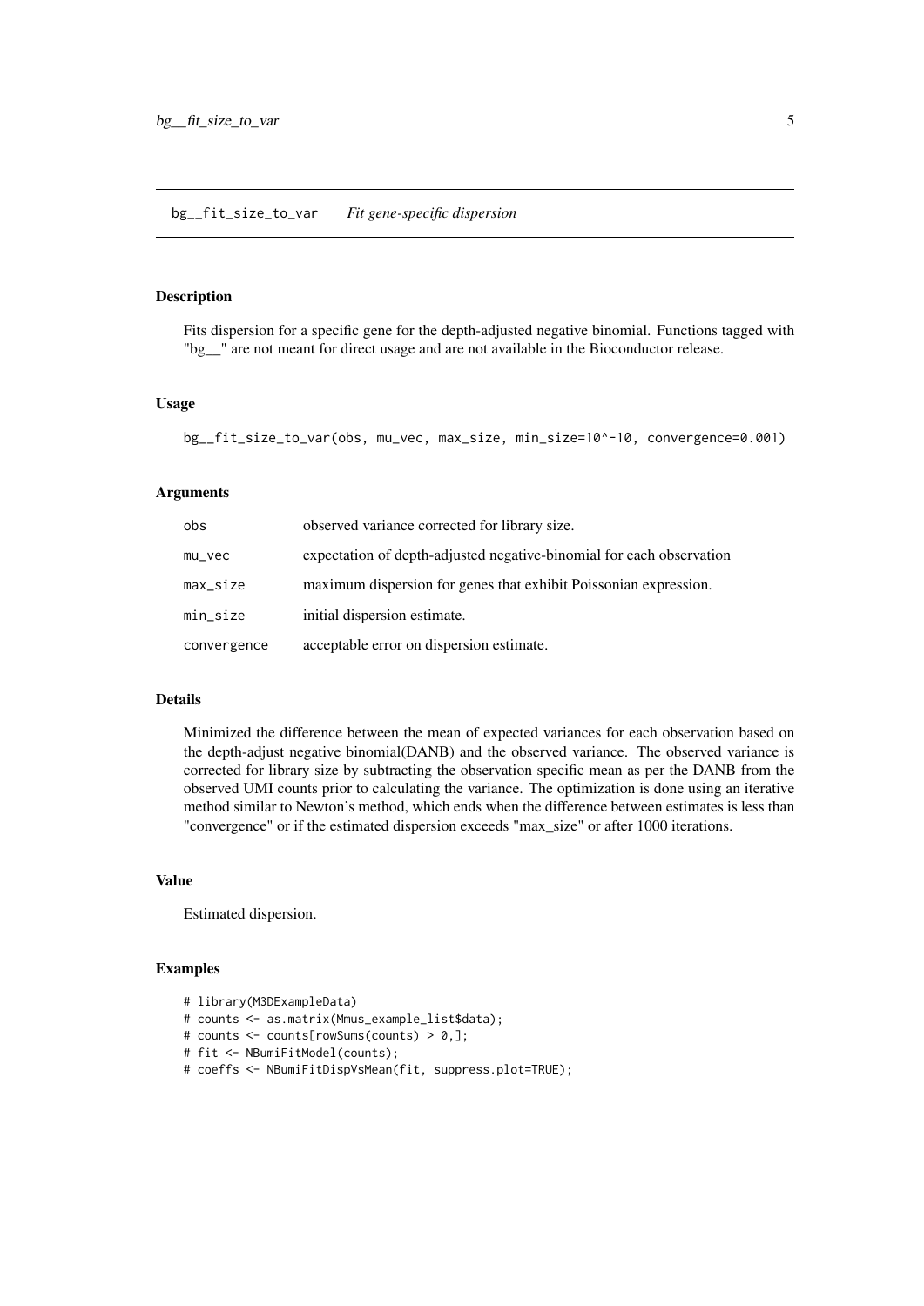## bg__fit_size_to_var *Fit gene-specific dispersion*

### Description

Fits dispersion for a specific gene for the depth-adjusted negative binomial. Functions tagged with "bg__" are not meant for direct usage and are not available in the Bioconductor release.

### Usage

```
bg__fit_size_to_var(obs, mu_vec, max_size, min_size=10^-10, convergence=0.001)
```

### Arguments

| | |
|---|---|
| obs | observed variance corrected for library size. |
| mu_vec | expectation of depth-adjusted negative-binomial for each observation |
| max_size | maximum dispersion for genes that exhibit Poissonian expression. |
| min_size | initial dispersion estimate. |
| convergence | acceptable error on dispersion estimate. |

### Details

Minimized the difference between the mean of expected variances for each observation based on the depth-adjust negative binomial(DANB) and the observed variance. The observed variance is corrected for library size by subtracting the observation specific mean as per the DANB from the observed UMI counts prior to calculating the variance. The optimization is done using an iterative method similar to Newton's method, which ends when the difference between estimates is less than "convergence" or if the estimated dispersion exceeds "max_size" or after 1000 iterations.

### Value

Estimated dispersion.

### Examples

```
# library(M3DExampleData)
# counts <- as.matrix(Mmus_example_list$data);
# counts <- counts[rowSums(counts) > 0,];
# fit <- NBumiFitModel(counts);
# coeffs <- NBumiFitDispVsMean(fit, suppress.plot=TRUE);
```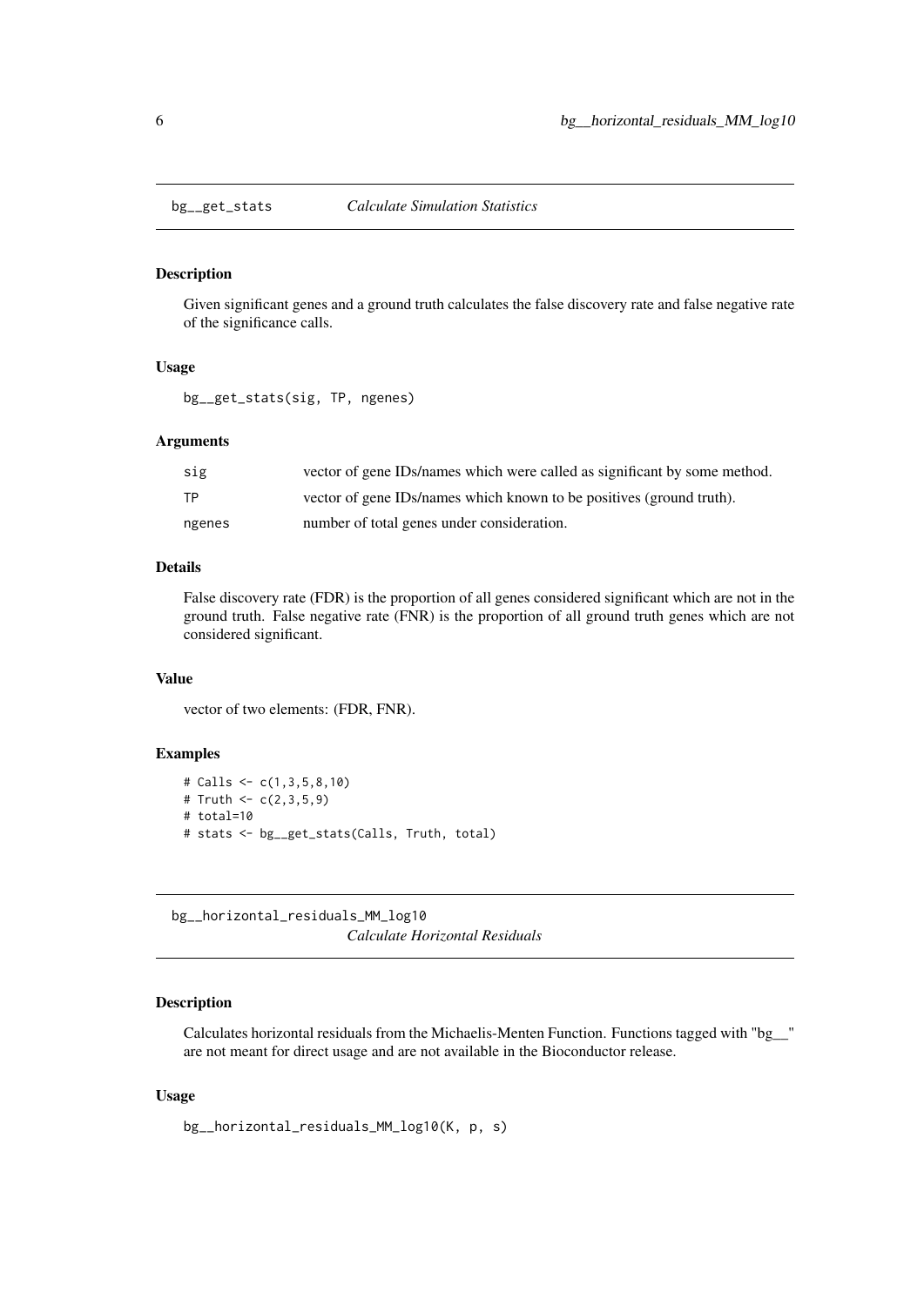## bg__get_stats *Calculate Simulation Statistics*

### Description

Given significant genes and a ground truth calculates the false discovery rate and false negative rate of the significance calls.

### Usage

```
bg__get_stats(sig, TP, ngenes)
```

### Arguments

| | |
|---|---|
| sig | vector of gene IDs/names which were called as significant by some method. |
| TP | vector of gene IDs/names which known to be positives (ground truth). |
| ngenes | number of total genes under consideration. |

### Details

False discovery rate (FDR) is the proportion of all genes considered significant which are not in the ground truth. False negative rate (FNR) is the proportion of all ground truth genes which are not considered significant.

### Value

vector of two elements: (FDR, FNR).

### Examples

```
# Calls <- c(1,3,5,8,10)
# Truth <- c(2,3,5,9)
# total=10
# stats <- bg__get_stats(Calls, Truth, total)
```

## bg__horizontal_residuals_MM_log10 *Calculate Horizontal Residuals*

### Description

Calculates horizontal residuals from the Michaelis-Menten Function. Functions tagged with "bg__" are not meant for direct usage and are not available in the Bioconductor release.

### Usage

```
bg__horizontal_residuals_MM_log10(K, p, s)
```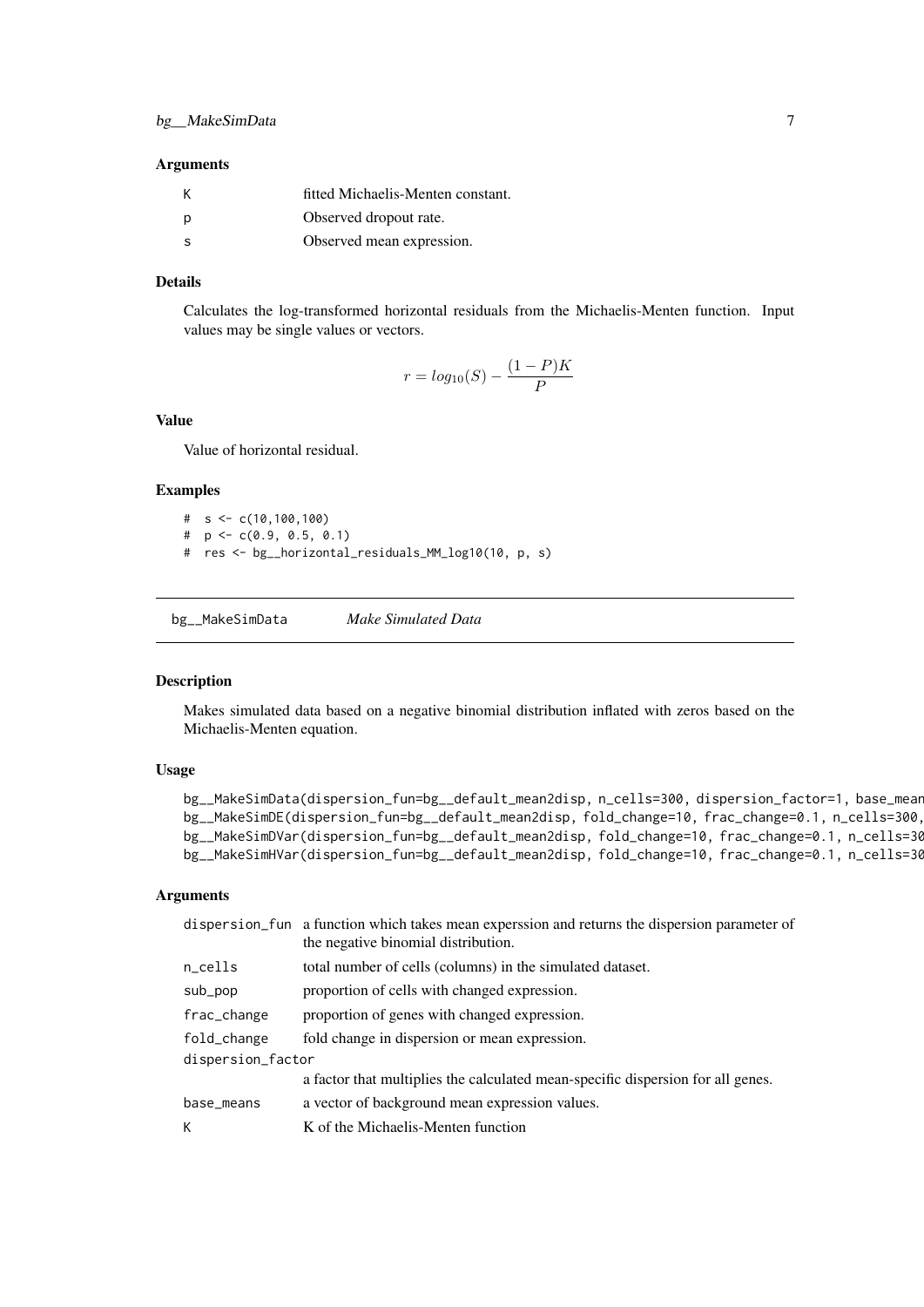## Arguments

| | |
|---|---|
| K | fitted Michaelis-Menten constant. |
| p | Observed dropout rate. |
| s | Observed mean expression. |

## Details

Calculates the log-transformed horizontal residuals from the Michaelis-Menten function. Input values may be single values or vectors.

$$r = log_{10}(S) - \frac{(1-P)K}{P}$$

## Value

Value of horizontal residual.

## Examples

```
#  s <- c(10,100,100)
#  p <- c(0.9, 0.5, 0.1)
#  res <- bg__horizontal_residuals_MM_log10(10, p, s)
```

---

# bg__MakeSimData    *Make Simulated Data*

## Description

Makes simulated data based on a negative binomial distribution inflated with zeros based on the Michaelis-Menten equation.

## Usage

```
bg__MakeSimData(dispersion_fun=bg__default_mean2disp, n_cells=300, dispersion_factor=1, base_mean
bg__MakeSimDE(dispersion_fun=bg__default_mean2disp, fold_change=10, frac_change=0.1, n_cells=300,
bg__MakeSimDVar(dispersion_fun=bg__default_mean2disp, fold_change=10, frac_change=0.1, n_cells=30
bg__MakeSimHVar(dispersion_fun=bg__default_mean2disp, fold_change=10, frac_change=0.1, n_cells=30
```

## Arguments

| | |
|---|---|
| dispersion_fun | a function which takes mean experssion and returns the dispersion parameter of the negative binomial distribution. |
| n_cells | total number of cells (columns) in the simulated dataset. |
| sub_pop | proportion of cells with changed expression. |
| frac_change | proportion of genes with changed expression. |
| fold_change | fold change in dispersion or mean expression. |
| dispersion_factor | a factor that multiplies the calculated mean-specific dispersion for all genes. |
| base_means | a vector of background mean expression values. |
| K | K of the Michaelis-Menten function |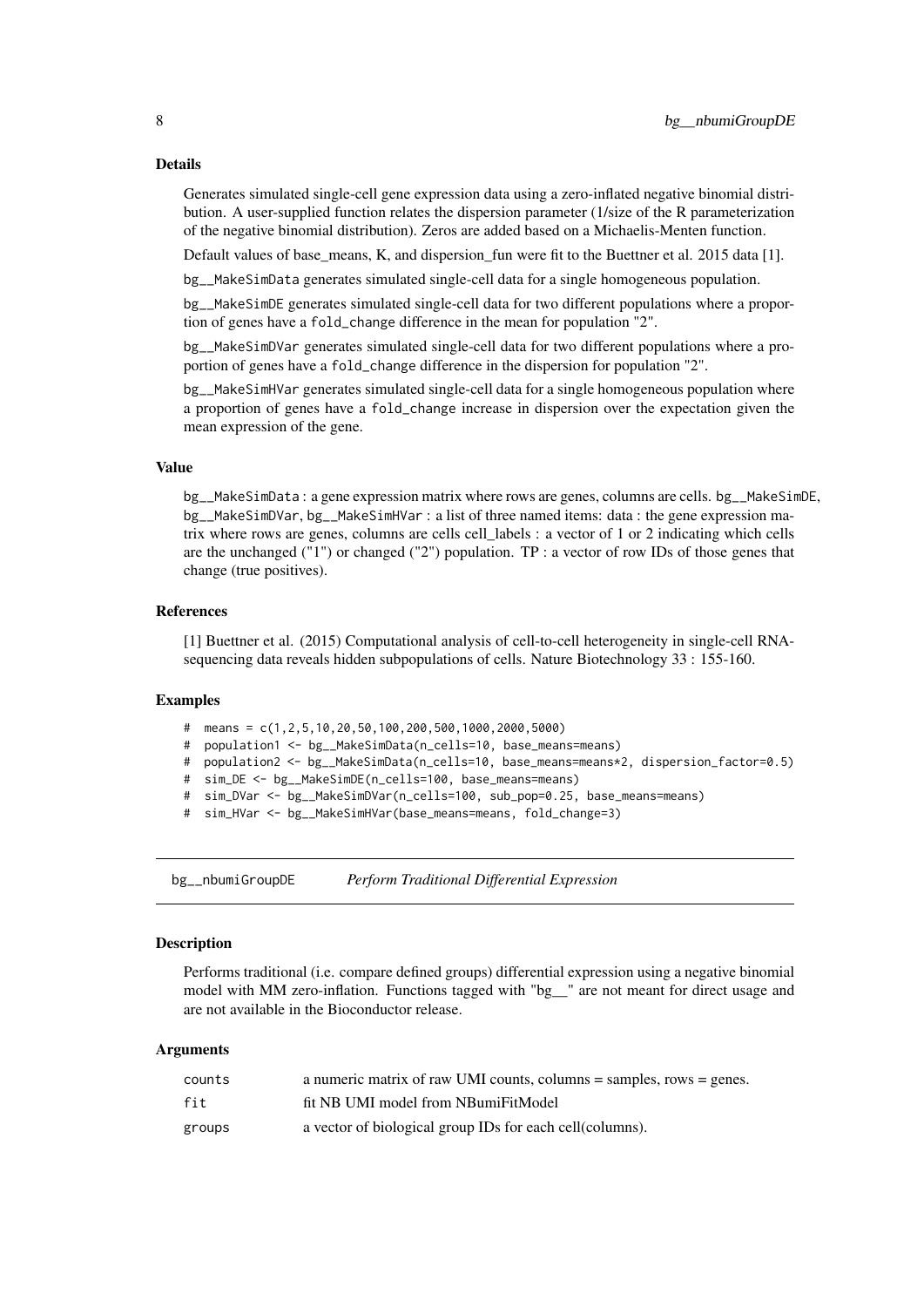## Details

Generates simulated single-cell gene expression data using a zero-inflated negative binomial distribution. A user-supplied function relates the dispersion parameter (1/size of the R parameterization of the negative binomial distribution). Zeros are added based on a Michaelis-Menten function.

Default values of base_means, K, and dispersion_fun were fit to the Buettner et al. 2015 data [1].

`bg__MakeSimData` generates simulated single-cell data for a single homogeneous population.

`bg__MakeSimDE` generates simulated single-cell data for two different populations where a proportion of genes have a `fold_change` difference in the mean for population "2".

`bg__MakeSimDVar` generates simulated single-cell data for two different populations where a proportion of genes have a `fold_change` difference in the dispersion for population "2".

`bg__MakeSimHVar` generates simulated single-cell data for a single homogeneous population where a proportion of genes have a `fold_change` increase in dispersion over the expectation given the mean expression of the gene.

## Value

`bg__MakeSimData` : a gene expression matrix where rows are genes, columns are cells. `bg__MakeSimDE`, `bg__MakeSimDVar`, `bg__MakeSimHVar` : a list of three named items: data : the gene expression matrix where rows are genes, columns are cells cell_labels : a vector of 1 or 2 indicating which cells are the unchanged ("1") or changed ("2") population. TP : a vector of row IDs of those genes that change (true positives).

## References

[1] Buettner et al. (2015) Computational analysis of cell-to-cell heterogeneity in single-cell RNA-sequencing data reveals hidden subpopulations of cells. Nature Biotechnology 33 : 155-160.

## Examples

```
#  means = c(1,2,5,10,20,50,100,200,500,1000,2000,5000)
#  population1 <- bg__MakeSimData(n_cells=10, base_means=means)
#  population2 <- bg__MakeSimData(n_cells=10, base_means=means*2, dispersion_factor=0.5)
#  sim_DE <- bg__MakeSimDE(n_cells=100, base_means=means)
#  sim_DVar <- bg__MakeSimDVar(n_cells=100, sub_pop=0.25, base_means=means)
#  sim_HVar <- bg__MakeSimHVar(base_means=means, fold_change=3)
```

---

# bg__nbumiGroupDE — *Perform Traditional Differential Expression*

## Description

Performs traditional (i.e. compare defined groups) differential expression using a negative binomial model with MM zero-inflation. Functions tagged with "bg__" are not meant for direct usage and are not available in the Bioconductor release.

## Arguments

| | |
|---|---|
| `counts` | a numeric matrix of raw UMI counts, columns = samples, rows = genes. |
| `fit` | fit NB UMI model from NBumiFitModel |
| `groups` | a vector of biological group IDs for each cell(columns). |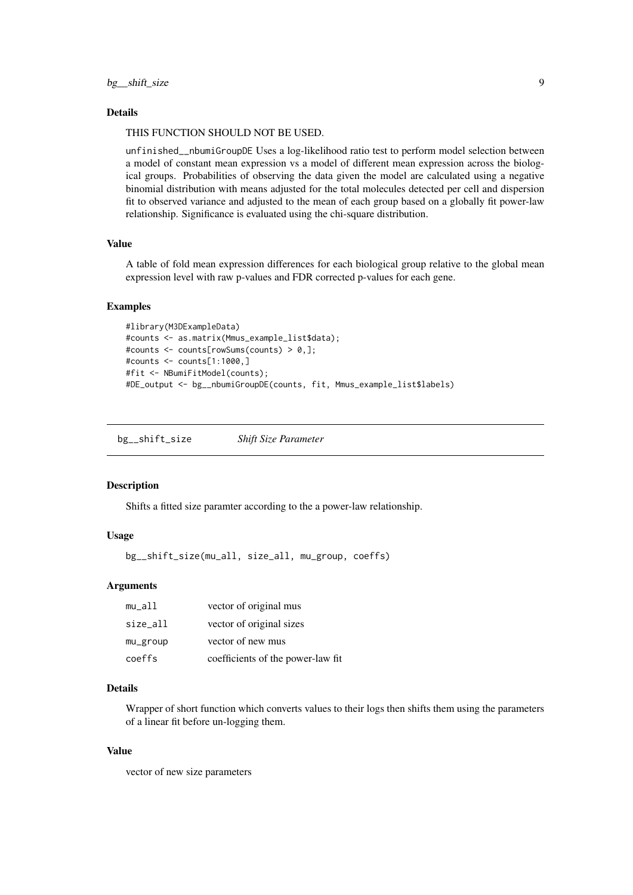### Details

THIS FUNCTION SHOULD NOT BE USED.

unfinished__nbumiGroupDE Uses a log-likelihood ratio test to perform model selection between a model of constant mean expression vs a model of different mean expression across the biological groups. Probabilities of observing the data given the model are calculated using a negative binomial distribution with means adjusted for the total molecules detected per cell and dispersion fit to observed variance and adjusted to the mean of each group based on a globally fit power-law relationship. Significance is evaluated using the chi-square distribution.

### Value

A table of fold mean expression differences for each biological group relative to the global mean expression level with raw p-values and FDR corrected p-values for each gene.

### Examples

```
#library(M3DExampleData)
#counts <- as.matrix(Mmus_example_list$data);
#counts <- counts[rowSums(counts) > 0,];
#counts <- counts[1:1000,]
#fit <- NBumiFitModel(counts);
#DE_output <- bg__nbumiGroupDE(counts, fit, Mmus_example_list$labels)
```

## bg__shift_size — *Shift Size Parameter*

### Description

Shifts a fitted size paramter according to the a power-law relationship.

### Usage

```
bg__shift_size(mu_all, size_all, mu_group, coeffs)
```

### Arguments

| | |
|---|---|
| mu_all | vector of original mus |
| size_all | vector of original sizes |
| mu_group | vector of new mus |
| coeffs | coefficients of the power-law fit |

### Details

Wrapper of short function which converts values to their logs then shifts them using the parameters of a linear fit before un-logging them.

### Value

vector of new size parameters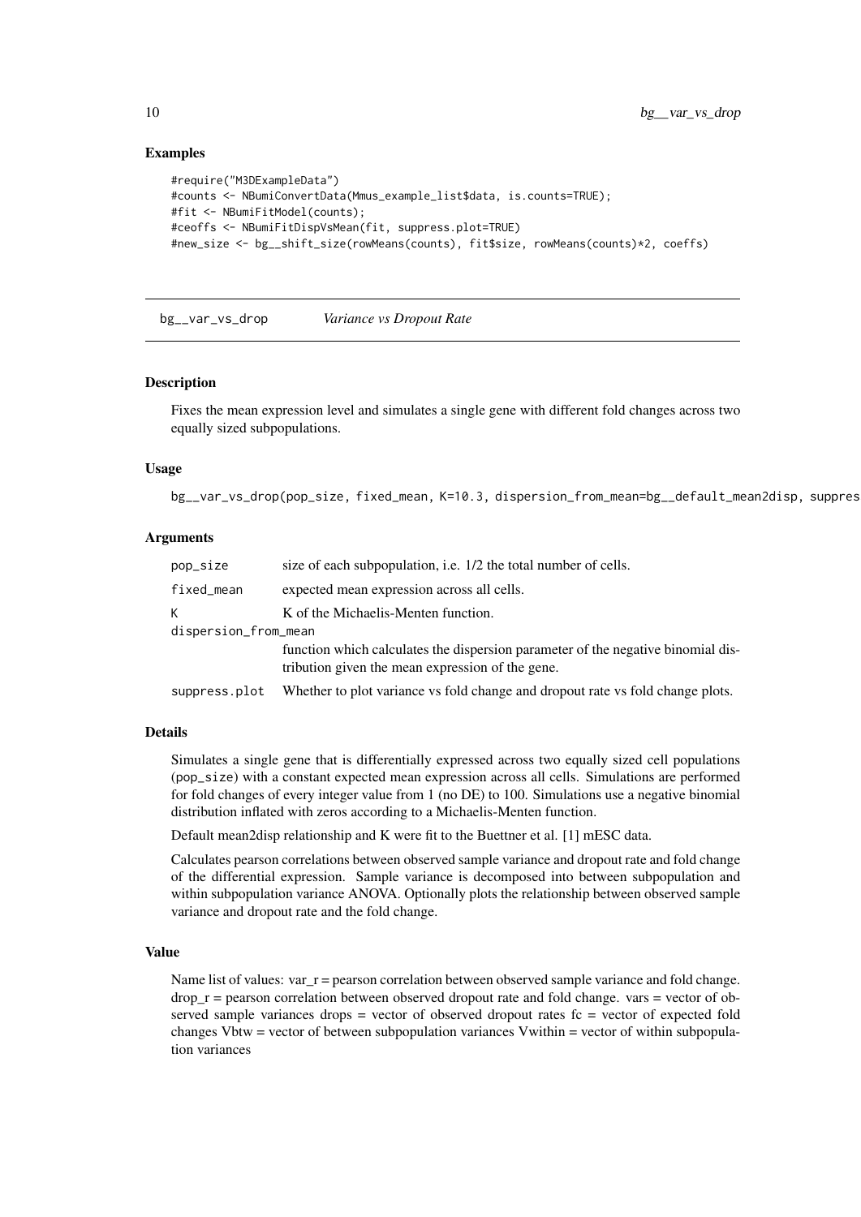### Examples

```
#require("M3DExampleData")
#counts <- NBumiConvertData(Mmus_example_list$data, is.counts=TRUE);
#fit <- NBumiFitModel(counts);
#ceoffs <- NBumiFitDispVsMean(fit, suppress.plot=TRUE)
#new_size <- bg__shift_size(rowMeans(counts), fit$size, rowMeans(counts)*2, coeffs)
```

---

## bg__var_vs_drop    *Variance vs Dropout Rate*

---

### Description

Fixes the mean expression level and simulates a single gene with different fold changes across two equally sized subpopulations.

### Usage

```
bg__var_vs_drop(pop_size, fixed_mean, K=10.3, dispersion_from_mean=bg__default_mean2disp, suppres
```

### Arguments

| | |
|---|---|
| pop_size | size of each subpopulation, i.e. 1/2 the total number of cells. |
| fixed_mean | expected mean expression across all cells. |
| K | K of the Michaelis-Menten function. |
| dispersion_from_mean | function which calculates the dispersion parameter of the negative binomial distribution given the mean expression of the gene. |
| suppress.plot | Whether to plot variance vs fold change and dropout rate vs fold change plots. |

### Details

Simulates a single gene that is differentially expressed across two equally sized cell populations (pop_size) with a constant expected mean expression across all cells. Simulations are performed for fold changes of every integer value from 1 (no DE) to 100. Simulations use a negative binomial distribution inflated with zeros according to a Michaelis-Menten function.

Default mean2disp relationship and K were fit to the Buettner et al. [1] mESC data.

Calculates pearson correlations between observed sample variance and dropout rate and fold change of the differential expression. Sample variance is decomposed into between subpopulation and within subpopulation variance ANOVA. Optionally plots the relationship between observed sample variance and dropout rate and the fold change.

### Value

Name list of values: var_r = pearson correlation between observed sample variance and fold change. drop_r = pearson correlation between observed dropout rate and fold change. vars = vector of observed sample variances drops = vector of observed dropout rates fc = vector of expected fold changes Vbtw = vector of between subpopulation variances Vwithin = vector of within subpopulation variances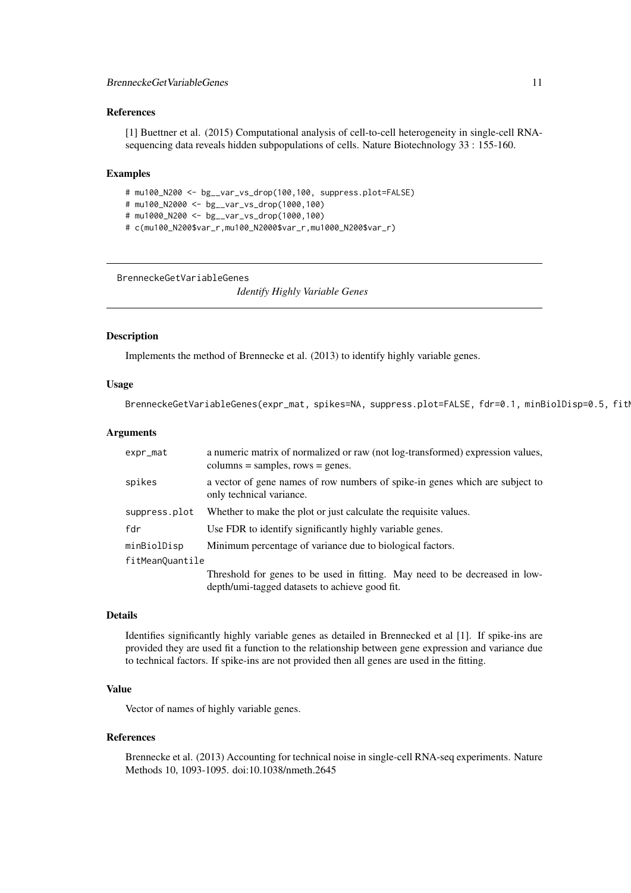## References

[1] Buettner et al. (2015) Computational analysis of cell-to-cell heterogeneity in single-cell RNA-sequencing data reveals hidden subpopulations of cells. Nature Biotechnology 33 : 155-160.

## Examples

```
# mu100_N200 <- bg__var_vs_drop(100,100, suppress.plot=FALSE)
# mu100_N2000 <- bg__var_vs_drop(1000,100)
# mu1000_N200 <- bg__var_vs_drop(1000,100)
# c(mu100_N200$var_r,mu100_N2000$var_r,mu1000_N200$var_r)
```

---

# BrenneckeGetVariableGenes

*Identify Highly Variable Genes*

---

## Description

Implements the method of Brennecke et al. (2013) to identify highly variable genes.

## Usage

```
BrenneckeGetVariableGenes(expr_mat, spikes=NA, suppress.plot=FALSE, fdr=0.1, minBiolDisp=0.5, fitM
```

## Arguments

| | |
|---|---|
| expr_mat | a numeric matrix of normalized or raw (not log-transformed) expression values, columns = samples, rows = genes. |
| spikes | a vector of gene names of row numbers of spike-in genes which are subject to only technical variance. |
| suppress.plot | Whether to make the plot or just calculate the requisite values. |
| fdr | Use FDR to identify significantly highly variable genes. |
| minBiolDisp | Minimum percentage of variance due to biological factors. |
| fitMeanQuantile | Threshold for genes to be used in fitting. May need to be decreased in low-depth/umi-tagged datasets to achieve good fit. |

## Details

Identifies significantly highly variable genes as detailed in Brennecked et al [1]. If spike-ins are provided they are used fit a function to the relationship between gene expression and variance due to technical factors. If spike-ins are not provided then all genes are used in the fitting.

## Value

Vector of names of highly variable genes.

## References

Brennecke et al. (2013) Accounting for technical noise in single-cell RNA-seq experiments. Nature Methods 10, 1093-1095. doi:10.1038/nmeth.2645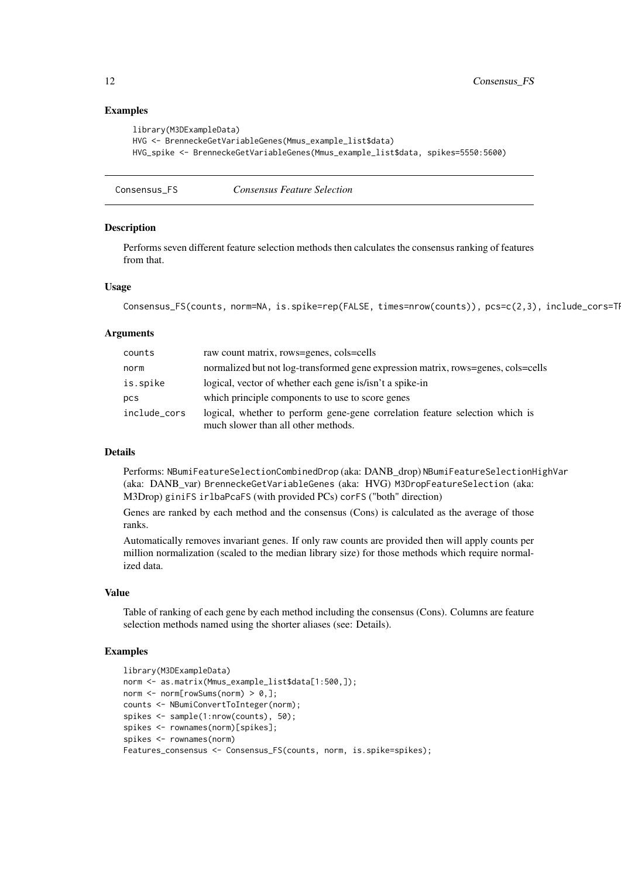### Examples

```
library(M3DExampleData)
HVG <- BrenneckeGetVariableGenes(Mmus_example_list$data)
HVG_spike <- BrenneckeGetVariableGenes(Mmus_example_list$data, spikes=5550:5600)
```

---

## Consensus_FS — *Consensus Feature Selection*

### Description

Performs seven different feature selection methods then calculates the consensus ranking of features from that.

### Usage

```
Consensus_FS(counts, norm=NA, is.spike=rep(FALSE, times=nrow(counts)), pcs=c(2,3), include_cors=TR
```

### Arguments

| | |
|---|---|
| counts | raw count matrix, rows=genes, cols=cells |
| norm | normalized but not log-transformed gene expression matrix, rows=genes, cols=cells |
| is.spike | logical, vector of whether each gene is/isn't a spike-in |
| pcs | which principle components to use to score genes |
| include_cors | logical, whether to perform gene-gene correlation feature selection which is much slower than all other methods. |

### Details

Performs: `NBumiFeatureSelectionCombinedDrop` (aka: DANB_drop) `NBumiFeatureSelectionHighVar` (aka: DANB_var) `BrenneckeGetVariableGenes` (aka: HVG) `M3DropFeatureSelection` (aka: M3Drop) `giniFS` `irlbaPcaFS` (with provided PCs) `corFS` ("both" direction)

Genes are ranked by each method and the consensus (Cons) is calculated as the average of those ranks.

Automatically removes invariant genes. If only raw counts are provided then will apply counts per million normalization (scaled to the median library size) for those methods which require normalized data.

### Value

Table of ranking of each gene by each method including the consensus (Cons). Columns are feature selection methods named using the shorter aliases (see: Details).

### Examples

```
library(M3DExampleData)
norm <- as.matrix(Mmus_example_list$data[1:500,]);
norm <- norm[rowSums(norm) > 0,];
counts <- NBumiConvertToInteger(norm);
spikes <- sample(1:nrow(counts), 50);
spikes <- rownames(norm)[spikes];
spikes <- rownames(norm)
Features_consensus <- Consensus_FS(counts, norm, is.spike=spikes);
```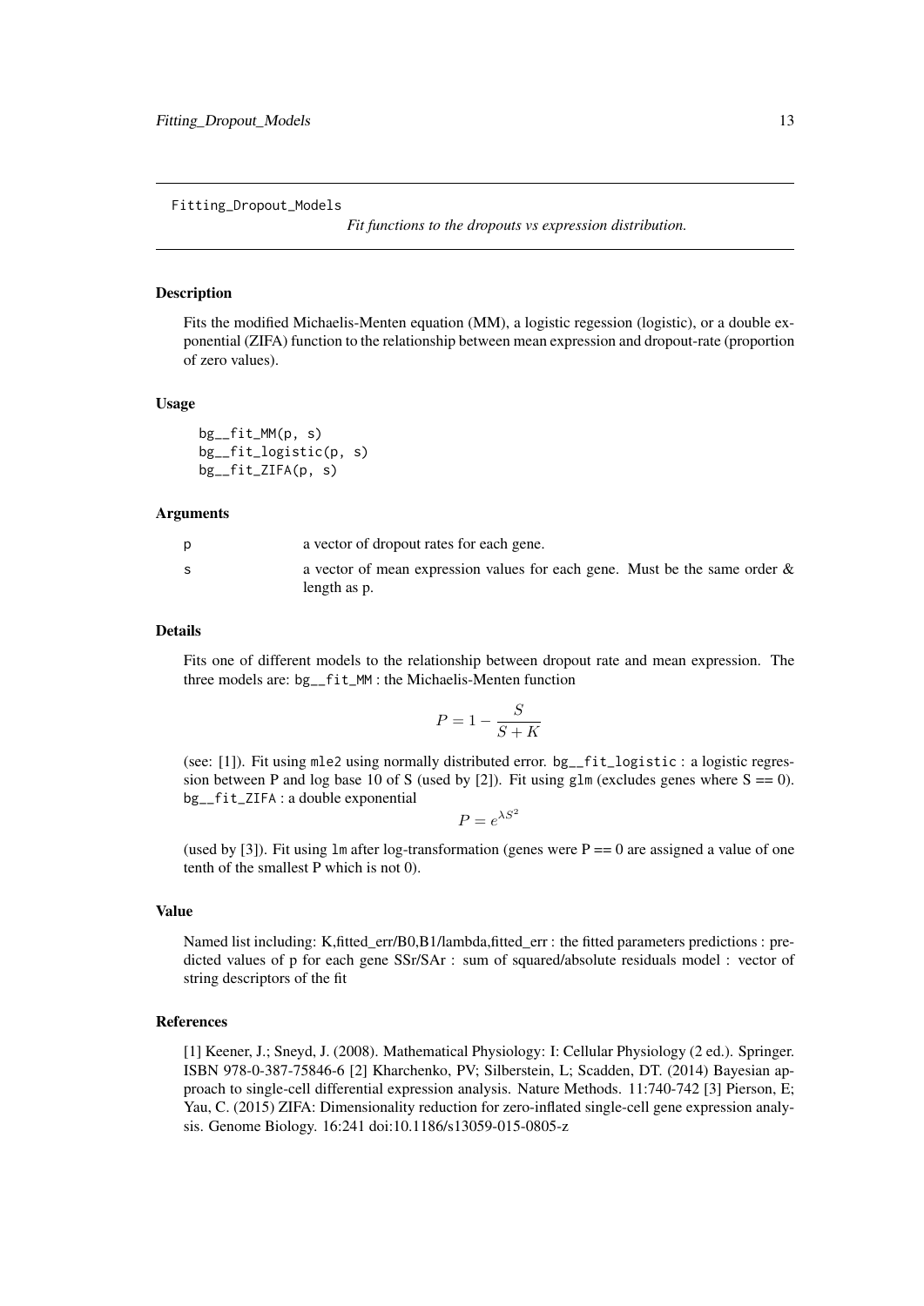Fitting_Dropout_Models

*Fit functions to the dropouts vs expression distribution.*

## Description

Fits the modified Michaelis-Menten equation (MM), a logistic regession (logistic), or a double exponential (ZIFA) function to the relationship between mean expression and dropout-rate (proportion of zero values).

## Usage

```
bg__fit_MM(p, s)
bg__fit_logistic(p, s)
bg__fit_ZIFA(p, s)
```

## Arguments

| | |
|---|---|
| p | a vector of dropout rates for each gene. |
| s | a vector of mean expression values for each gene. Must be the same order & length as p. |

## Details

Fits one of different models to the relationship between dropout rate and mean expression. The three models are: `bg__fit_MM` : the Michaelis-Menten function

$$P = 1 - \frac{S}{S + K}$$

(see: [1]). Fit using `mle2` using normally distributed error. `bg__fit_logistic` : a logistic regression between P and log base 10 of S (used by [2]). Fit using `glm` (excludes genes where S == 0). `bg__fit_ZIFA` : a double exponential

$$P = e^{\lambda S^2}$$

(used by [3]). Fit using `lm` after log-transformation (genes were P == 0 are assigned a value of one tenth of the smallest P which is not 0).

## Value

Named list including: K,fitted_err/B0,B1/lambda,fitted_err : the fitted parameters predictions : predicted values of p for each gene SSr/SAr : sum of squared/absolute residuals model : vector of string descriptors of the fit

## References

[1] Keener, J.; Sneyd, J. (2008). Mathematical Physiology: I: Cellular Physiology (2 ed.). Springer. ISBN 978-0-387-75846-6 [2] Kharchenko, PV; Silberstein, L; Scadden, DT. (2014) Bayesian approach to single-cell differential expression analysis. Nature Methods. 11:740-742 [3] Pierson, E; Yau, C. (2015) ZIFA: Dimensionality reduction for zero-inflated single-cell gene expression analysis. Genome Biology. 16:241 doi:10.1186/s13059-015-0805-z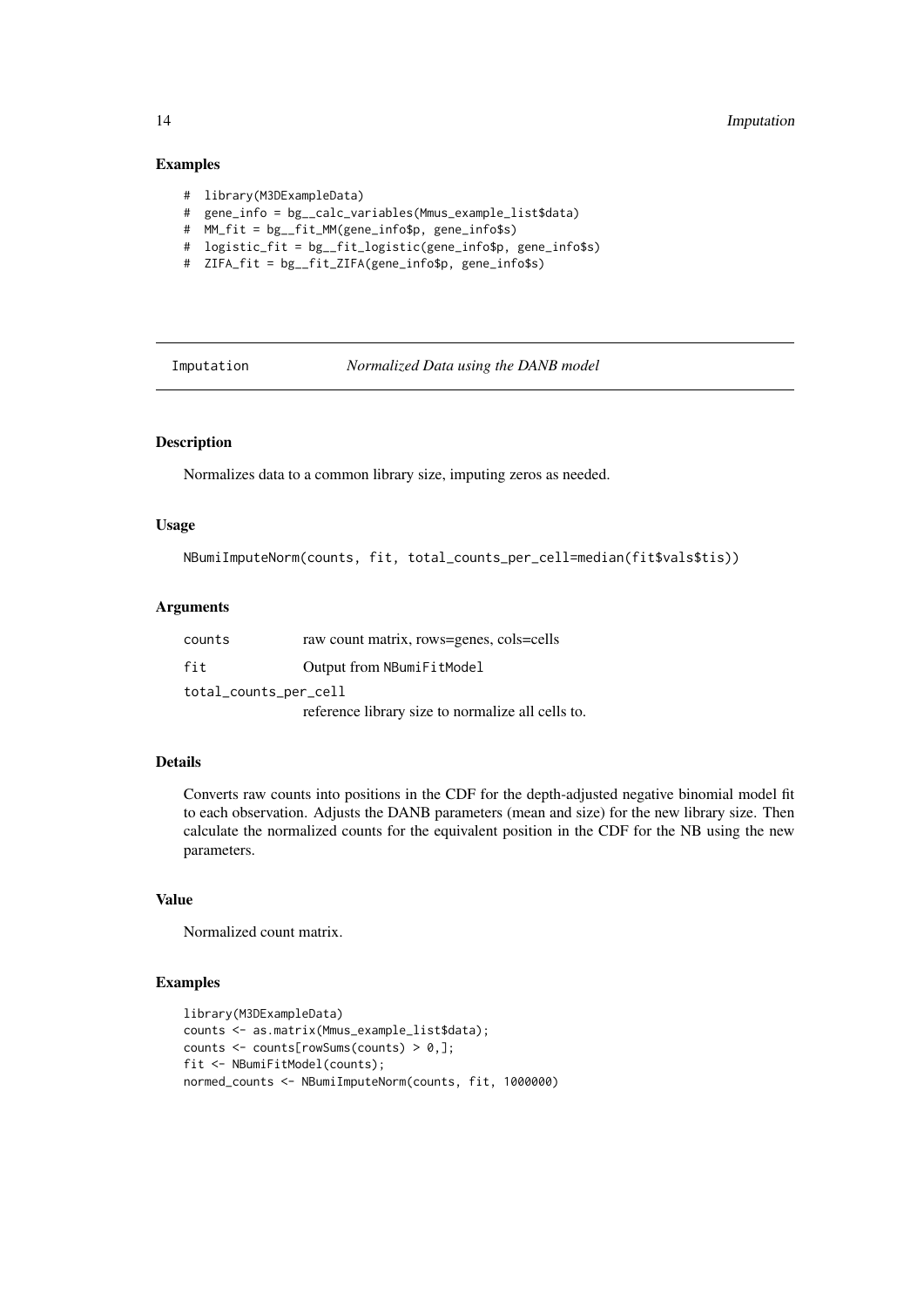## Examples

```
# library(M3DExampleData)
# gene_info = bg__calc_variables(Mmus_example_list$data)
# MM_fit = bg__fit_MM(gene_info$p, gene_info$s)
# logistic_fit = bg__fit_logistic(gene_info$p, gene_info$s)
# ZIFA_fit = bg__fit_ZIFA(gene_info$p, gene_info$s)
```

---

# Imputation — *Normalized Data using the DANB model*

---

## Description

Normalizes data to a common library size, imputing zeros as needed.

## Usage

```
NBumiImputeNorm(counts, fit, total_counts_per_cell=median(fit$vals$tis))
```

## Arguments

| | |
|---|---|
| `counts` | raw count matrix, rows=genes, cols=cells |
| `fit` | Output from `NBumiFitModel` |
| `total_counts_per_cell` | reference library size to normalize all cells to. |

## Details

Converts raw counts into positions in the CDF for the depth-adjusted negative binomial model fit to each observation. Adjusts the DANB parameters (mean and size) for the new library size. Then calculate the normalized counts for the equivalent position in the CDF for the NB using the new parameters.

## Value

Normalized count matrix.

## Examples

```
library(M3DExampleData)
counts <- as.matrix(Mmus_example_list$data);
counts <- counts[rowSums(counts) > 0,];
fit <- NBumiFitModel(counts);
normed_counts <- NBumiImputeNorm(counts, fit, 1000000)
```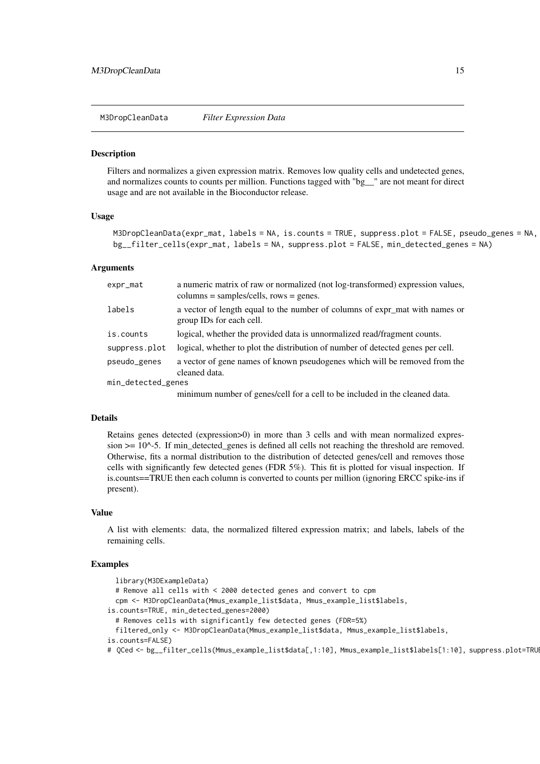## M3DropCleanData *Filter Expression Data*

### Description

Filters and normalizes a given expression matrix. Removes low quality cells and undetected genes, and normalizes counts to counts per million. Functions tagged with "bg__" are not meant for direct usage and are not available in the Bioconductor release.

### Usage

```
M3DropCleanData(expr_mat, labels = NA, is.counts = TRUE, suppress.plot = FALSE, pseudo_genes = NA,
bg__filter_cells(expr_mat, labels = NA, suppress.plot = FALSE, min_detected_genes = NA)
```

### Arguments

| | |
|---|---|
| `expr_mat` | a numeric matrix of raw or normalized (not log-transformed) expression values, columns = samples/cells, rows = genes. |
| `labels` | a vector of length equal to the number of columns of expr_mat with names or group IDs for each cell. |
| `is.counts` | logical, whether the provided data is unnormalized read/fragment counts. |
| `suppress.plot` | logical, whether to plot the distribution of number of detected genes per cell. |
| `pseudo_genes` | a vector of gene names of known pseudogenes which will be removed from the cleaned data. |
| `min_detected_genes` | minimum number of genes/cell for a cell to be included in the cleaned data. |

### Details

Retains genes detected (expression>0) in more than 3 cells and with mean normalized expression >= 10^-5. If min_detected_genes is defined all cells not reaching the threshold are removed. Otherwise, fits a normal distribution to the distribution of detected genes/cell and removes those cells with significantly few detected genes (FDR 5%). This fit is plotted for visual inspection. If is.counts==TRUE then each column is converted to counts per million (ignoring ERCC spike-ins if present).

### Value

A list with elements: data, the normalized filtered expression matrix; and labels, labels of the remaining cells.

### Examples

```
  library(M3DExampleData)
  # Remove all cells with < 2000 detected genes and convert to cpm
  cpm <- M3DropCleanData(Mmus_example_list$data, Mmus_example_list$labels,
is.counts=TRUE, min_detected_genes=2000)
  # Removes cells with significantly few detected genes (FDR=5%)
  filtered_only <- M3DropCleanData(Mmus_example_list$data, Mmus_example_list$labels,
is.counts=FALSE)
# QCed <- bg__filter_cells(Mmus_example_list$data[,1:10], Mmus_example_list$labels[1:10], suppress.plot=TRUE
```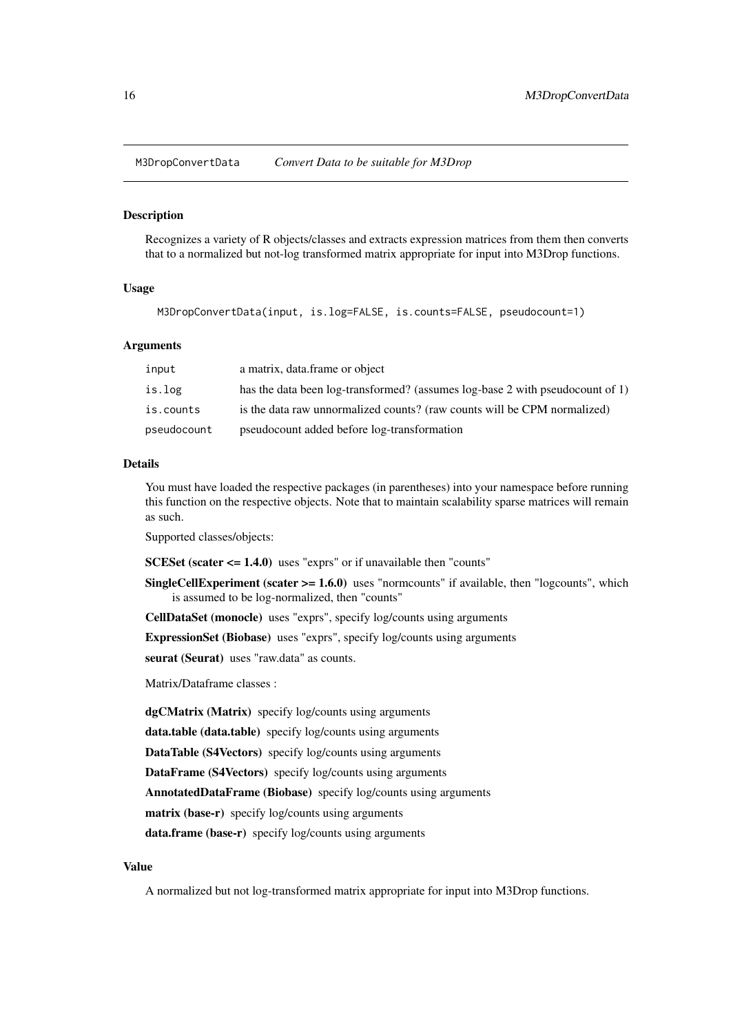## M3DropConvertData — *Convert Data to be suitable for M3Drop*

### Description

Recognizes a variety of R objects/classes and extracts expression matrices from them then converts that to a normalized but not-log transformed matrix appropriate for input into M3Drop functions.

### Usage

```
M3DropConvertData(input, is.log=FALSE, is.counts=FALSE, pseudocount=1)
```

### Arguments

| | |
|---|---|
| `input` | a matrix, data.frame or object |
| `is.log` | has the data been log-transformed? (assumes log-base 2 with pseudocount of 1) |
| `is.counts` | is the data raw unnormalized counts? (raw counts will be CPM normalized) |
| `pseudocount` | pseudocount added before log-transformation |

### Details

You must have loaded the respective packages (in parentheses) into your namespace before running this function on the respective objects. Note that to maintain scalability sparse matrices will remain as such.

Supported classes/objects:

**SCESet (scater <= 1.4.0)** uses "exprs" or if unavailable then "counts"

**SingleCellExperiment (scater >= 1.6.0)** uses "normcounts" if available, then "logcounts", which is assumed to be log-normalized, then "counts"

**CellDataSet (monocle)** uses "exprs", specify log/counts using arguments

**ExpressionSet (Biobase)** uses "exprs", specify log/counts using arguments

**seurat (Seurat)** uses "raw.data" as counts.

Matrix/Dataframe classes :

**dgCMatrix (Matrix)** specify log/counts using arguments

**data.table (data.table)** specify log/counts using arguments

**DataTable (S4Vectors)** specify log/counts using arguments

**DataFrame (S4Vectors)** specify log/counts using arguments

**AnnotatedDataFrame (Biobase)** specify log/counts using arguments

**matrix (base-r)** specify log/counts using arguments

**data.frame (base-r)** specify log/counts using arguments

### Value

A normalized but not log-transformed matrix appropriate for input into M3Drop functions.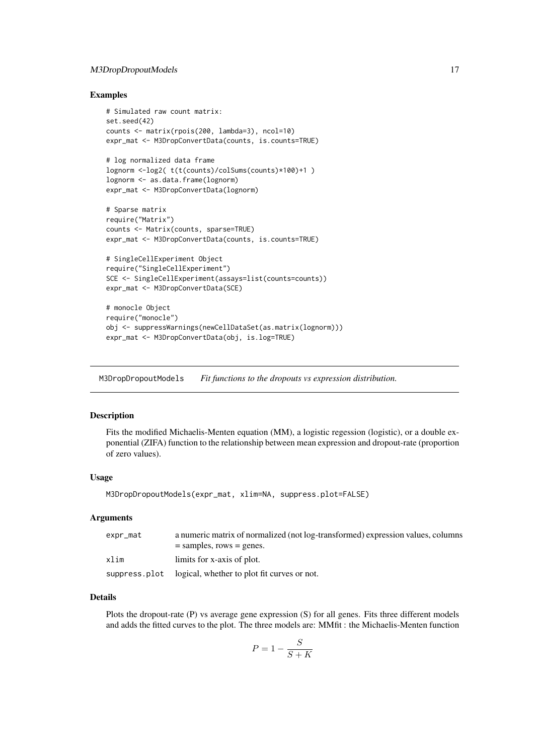### Examples

```
# Simulated raw count matrix:
set.seed(42)
counts <- matrix(rpois(200, lambda=3), ncol=10)
expr_mat <- M3DropConvertData(counts, is.counts=TRUE)

# log normalized data frame
lognorm <-log2( t(t(counts)/colSums(counts)*100)+1 )
lognorm <- as.data.frame(lognorm)
expr_mat <- M3DropConvertData(lognorm)

# Sparse matrix
require("Matrix")
counts <- Matrix(counts, sparse=TRUE)
expr_mat <- M3DropConvertData(counts, is.counts=TRUE)

# SingleCellExperiment Object
require("SingleCellExperiment")
SCE <- SingleCellExperiment(assays=list(counts=counts))
expr_mat <- M3DropConvertData(SCE)

# monocle Object
require("monocle")
obj <- suppressWarnings(newCellDataSet(as.matrix(lognorm)))
expr_mat <- M3DropConvertData(obj, is.log=TRUE)
```

---

## M3DropDropoutModels    *Fit functions to the dropouts vs expression distribution.*

---

### Description

Fits the modified Michaelis-Menten equation (MM), a logistic regession (logistic), or a double exponential (ZIFA) function to the relationship between mean expression and dropout-rate (proportion of zero values).

### Usage

```
M3DropDropoutModels(expr_mat, xlim=NA, suppress.plot=FALSE)
```

### Arguments

| | |
|---|---|
| expr_mat | a numeric matrix of normalized (not log-transformed) expression values, columns = samples, rows = genes. |
| xlim | limits for x-axis of plot. |
| suppress.plot | logical, whether to plot fit curves or not. |

### Details

Plots the dropout-rate (P) vs average gene expression (S) for all genes. Fits three different models and adds the fitted curves to the plot. The three models are: MMfit : the Michaelis-Menten function

$$P = 1 - \frac{S}{S + K}$$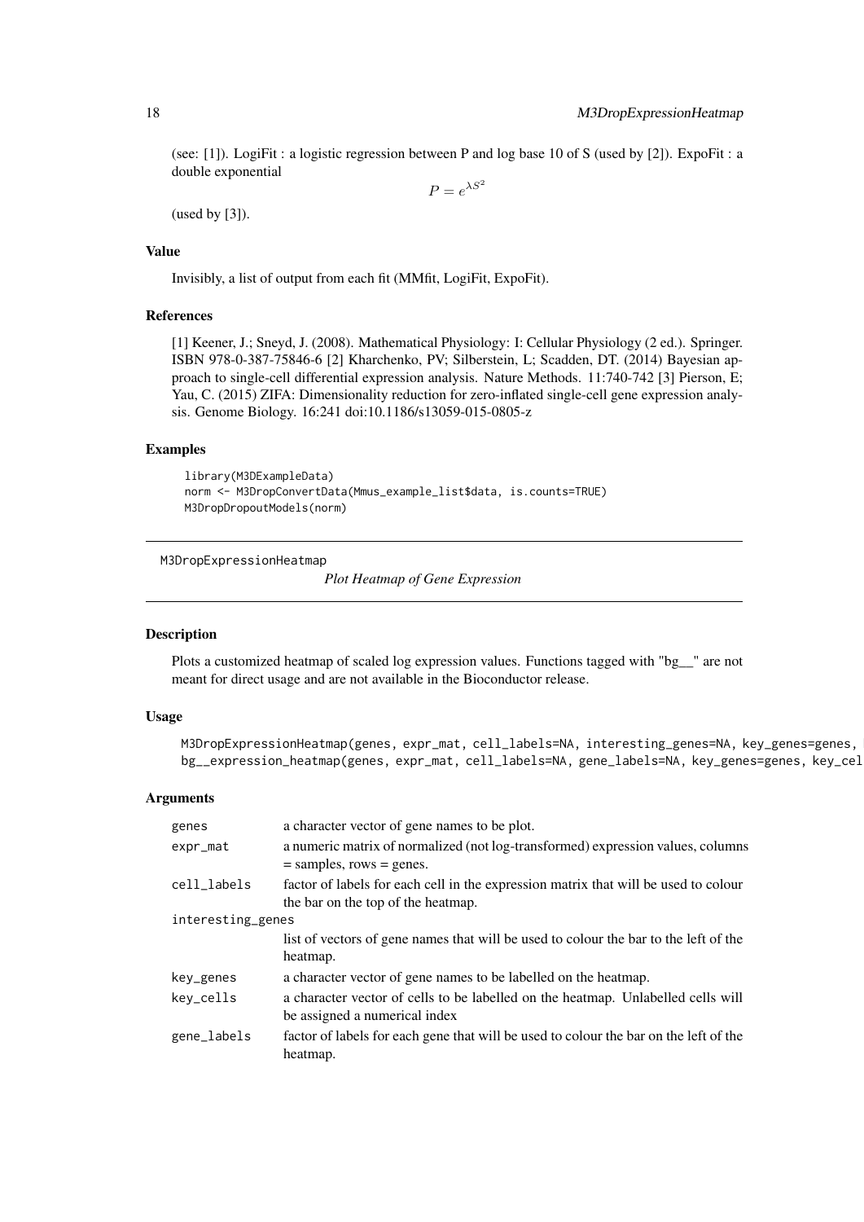(see: [1]). LogiFit : a logistic regression between P and log base 10 of S (used by [2]). ExpoFit : a double exponential

$$P = e^{\lambda S^2}$$

(used by [3]).

### Value

Invisibly, a list of output from each fit (MMfit, LogiFit, ExpoFit).

### References

[1] Keener, J.; Sneyd, J. (2008). Mathematical Physiology: I: Cellular Physiology (2 ed.). Springer. ISBN 978-0-387-75846-6 [2] Kharchenko, PV; Silberstein, L; Scadden, DT. (2014) Bayesian approach to single-cell differential expression analysis. Nature Methods. 11:740-742 [3] Pierson, E; Yau, C. (2015) ZIFA: Dimensionality reduction for zero-inflated single-cell gene expression analysis. Genome Biology. 16:241 doi:10.1186/s13059-015-0805-z

### Examples

```
library(M3DExampleData)
norm <- M3DropConvertData(Mmus_example_list$data, is.counts=TRUE)
M3DropDropoutModels(norm)
```

---

## M3DropExpressionHeatmap — *Plot Heatmap of Gene Expression*

### Description

Plots a customized heatmap of scaled log expression values. Functions tagged with "bg__" are not meant for direct usage and are not available in the Bioconductor release.

### Usage

```
M3DropExpressionHeatmap(genes, expr_mat, cell_labels=NA, interesting_genes=NA, key_genes=genes, 
bg__expression_heatmap(genes, expr_mat, cell_labels=NA, gene_labels=NA, key_genes=genes, key_cel
```

### Arguments

| | |
|---|---|
| genes | a character vector of gene names to be plot. |
| expr_mat | a numeric matrix of normalized (not log-transformed) expression values, columns = samples, rows = genes. |
| cell_labels | factor of labels for each cell in the expression matrix that will be used to colour the bar on the top of the heatmap. |
| interesting_genes | list of vectors of gene names that will be used to colour the bar to the left of the heatmap. |
| key_genes | a character vector of gene names to be labelled on the heatmap. |
| key_cells | a character vector of cells to be labelled on the heatmap. Unlabelled cells will be assigned a numerical index |
| gene_labels | factor of labels for each gene that will be used to colour the bar on the left of the heatmap. |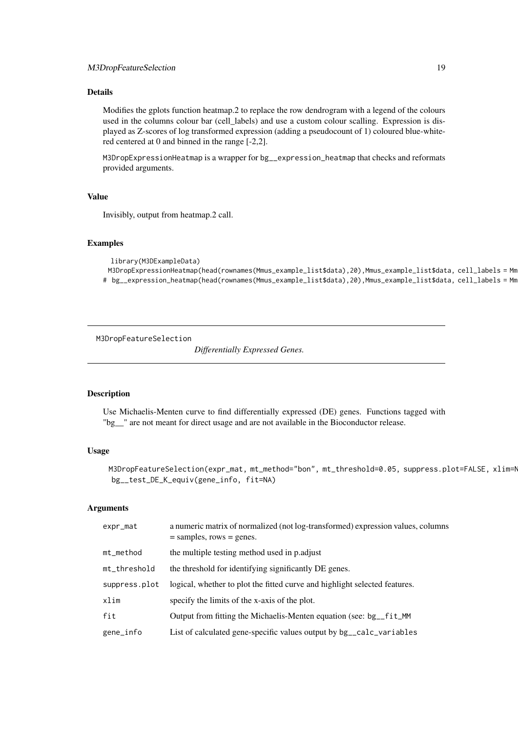### Details

Modifies the gplots function heatmap.2 to replace the row dendrogram with a legend of the colours used in the columns colour bar (cell_labels) and use a custom colour scalling. Expression is displayed as Z-scores of log transformed expression (adding a pseudocount of 1) coloured blue-white-red centered at 0 and binned in the range [-2,2].

M3DropExpressionHeatmap is a wrapper for bg__expression_heatmap that checks and reformats provided arguments.

### Value

Invisibly, output from heatmap.2 call.

### Examples

```
  library(M3DExampleData)
 M3DropExpressionHeatmap(head(rownames(Mmus_example_list$data),20),Mmus_example_list$data, cell_labels = Mm
# bg__expression_heatmap(head(rownames(Mmus_example_list$data),20),Mmus_example_list$data, cell_labels = Mm
```

---

## M3DropFeatureSelection

*Differentially Expressed Genes.*

---

### Description

Use Michaelis-Menten curve to find differentially expressed (DE) genes. Functions tagged with "bg__" are not meant for direct usage and are not available in the Bioconductor release.

### Usage

```
M3DropFeatureSelection(expr_mat, mt_method="bon", mt_threshold=0.05, suppress.plot=FALSE, xlim=N
 bg__test_DE_K_equiv(gene_info, fit=NA)
```

### Arguments

| | |
|---|---|
| expr_mat | a numeric matrix of normalized (not log-transformed) expression values, columns = samples, rows = genes. |
| mt_method | the multiple testing method used in p.adjust |
| mt_threshold | the threshold for identifying significantly DE genes. |
| suppress.plot | logical, whether to plot the fitted curve and highlight selected features. |
| xlim | specify the limits of the x-axis of the plot. |
| fit | Output from fitting the Michaelis-Menten equation (see: bg__fit_MM |
| gene_info | List of calculated gene-specific values output by bg__calc_variables |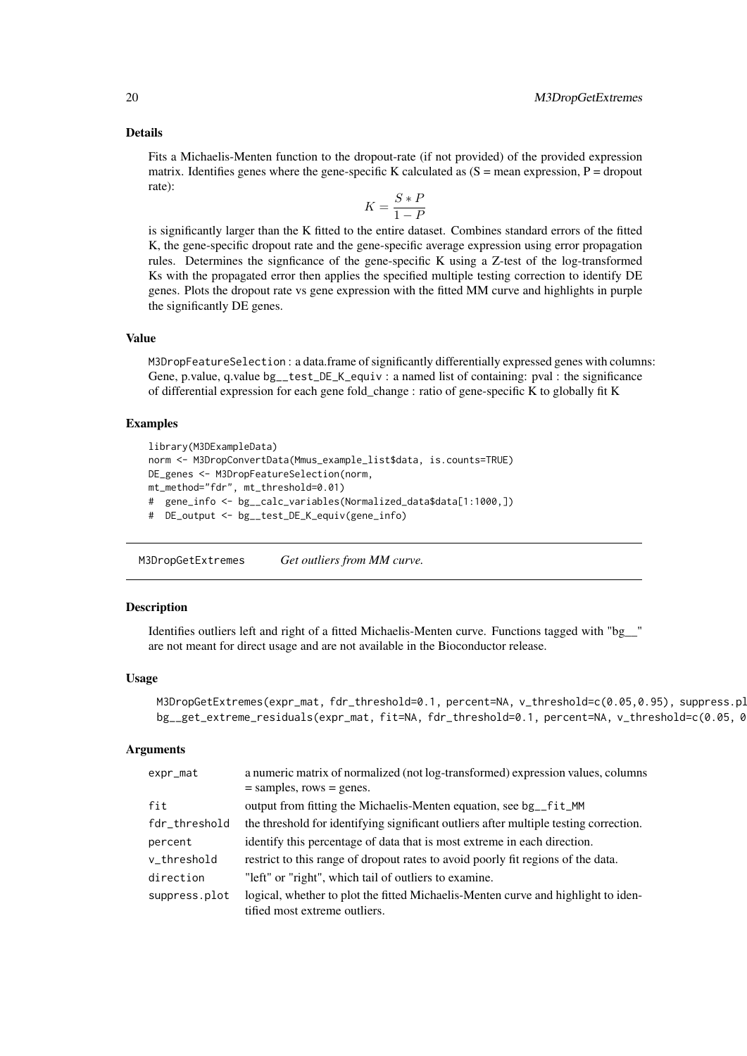### Details

Fits a Michaelis-Menten function to the dropout-rate (if not provided) of the provided expression matrix. Identifies genes where the gene-specific K calculated as (S = mean expression, P = dropout rate):

$$K = \frac{S * P}{1 - P}$$

is significantly larger than the K fitted to the entire dataset. Combines standard errors of the fitted K, the gene-specific dropout rate and the gene-specific average expression using error propagation rules. Determines the signficance of the gene-specific K using a Z-test of the log-transformed Ks with the propagated error then applies the specified multiple testing correction to identify DE genes. Plots the dropout rate vs gene expression with the fitted MM curve and highlights in purple the significantly DE genes.

### Value

`M3DropFeatureSelection` : a data.frame of significantly differentially expressed genes with columns: Gene, p.value, q.value `bg__test_DE_K_equiv` : a named list of containing: pval : the significance of differential expression for each gene fold_change : ratio of gene-specific K to globally fit K

### Examples

```
library(M3DExampleData)
norm <- M3DropConvertData(Mmus_example_list$data, is.counts=TRUE)
DE_genes <- M3DropFeatureSelection(norm,
mt_method="fdr", mt_threshold=0.01)
#  gene_info <- bg__calc_variables(Normalized_data$data[1:1000,])
#  DE_output <- bg__test_DE_K_equiv(gene_info)
```

---

## M3DropGetExtremes *Get outliers from MM curve.*

---

### Description

Identifies outliers left and right of a fitted Michaelis-Menten curve. Functions tagged with "bg__" are not meant for direct usage and are not available in the Bioconductor release.

### Usage

```
M3DropGetExtremes(expr_mat, fdr_threshold=0.1, percent=NA, v_threshold=c(0.05,0.95), suppress.pl
bg__get_extreme_residuals(expr_mat, fit=NA, fdr_threshold=0.1, percent=NA, v_threshold=c(0.05, 0
```

### Arguments

| | |
|---|---|
| `expr_mat` | a numeric matrix of normalized (not log-transformed) expression values, columns = samples, rows = genes. |
| `fit` | output from fitting the Michaelis-Menten equation, see `bg__fit_MM` |
| `fdr_threshold` | the threshold for identifying significant outliers after multiple testing correction. |
| `percent` | identify this percentage of data that is most extreme in each direction. |
| `v_threshold` | restrict to this range of dropout rates to avoid poorly fit regions of the data. |
| `direction` | "left" or "right", which tail of outliers to examine. |
| `suppress.plot` | logical, whether to plot the fitted Michaelis-Menten curve and highlight to identified most extreme outliers. |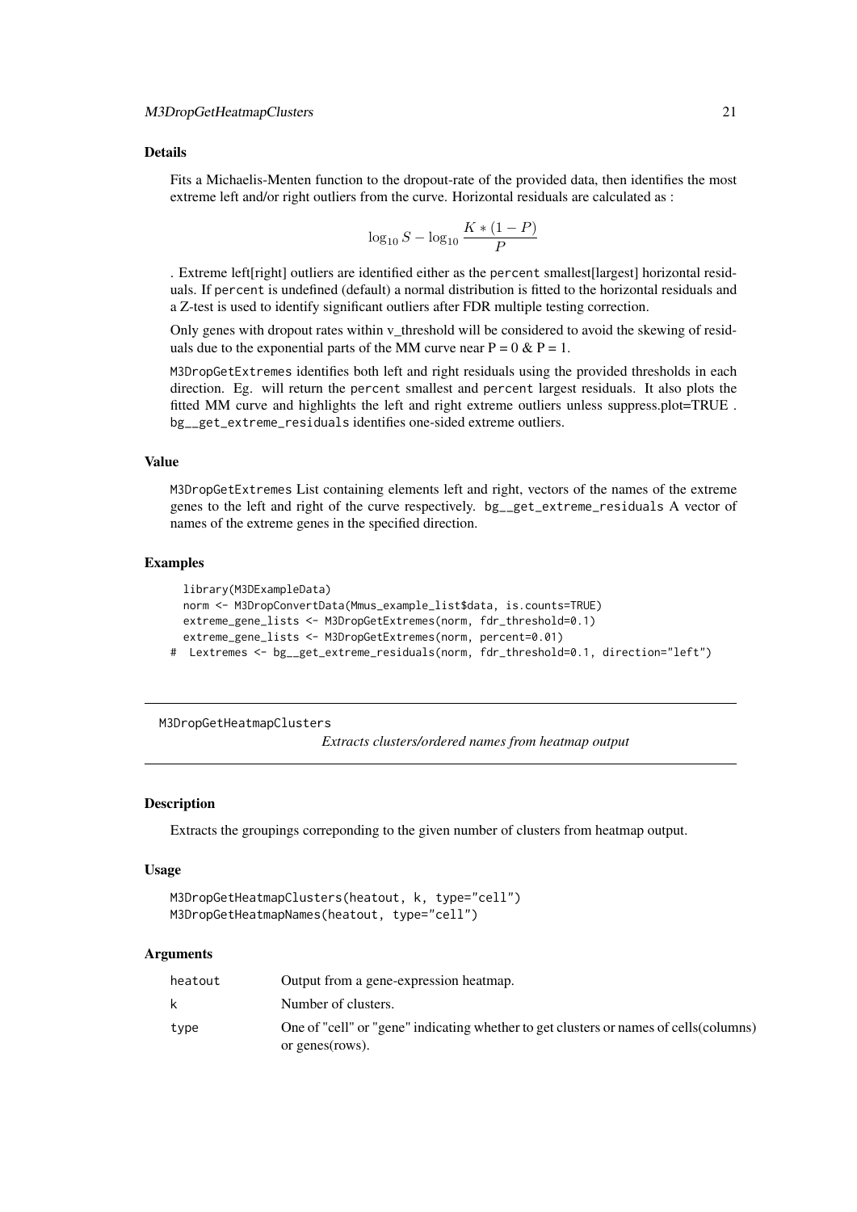### Details

Fits a Michaelis-Menten function to the dropout-rate of the provided data, then identifies the most extreme left and/or right outliers from the curve. Horizontal residuals are calculated as :

$$\log_{10} S - \log_{10} \frac{K * (1 - P)}{P}$$

. Extreme left[right] outliers are identified either as the `percent` smallest[largest] horizontal residuals. If `percent` is undefined (default) a normal distribution is fitted to the horizontal residuals and a Z-test is used to identify significant outliers after FDR multiple testing correction.

Only genes with dropout rates within v_threshold will be considered to avoid the skewing of residuals due to the exponential parts of the MM curve near P = 0 & P = 1.

`M3DropGetExtremes` identifies both left and right residuals using the provided thresholds in each direction. Eg. will return the `percent` smallest and `percent` largest residuals. It also plots the fitted MM curve and highlights the left and right extreme outliers unless suppress.plot=TRUE . `bg__get_extreme_residuals` identifies one-sided extreme outliers.

### Value

`M3DropGetExtremes` List containing elements left and right, vectors of the names of the extreme genes to the left and right of the curve respectively. `bg__get_extreme_residuals` A vector of names of the extreme genes in the specified direction.

### Examples

```
  library(M3DExampleData)
  norm <- M3DropConvertData(Mmus_example_list$data, is.counts=TRUE)
  extreme_gene_lists <- M3DropGetExtremes(norm, fdr_threshold=0.1)
  extreme_gene_lists <- M3DropGetExtremes(norm, percent=0.01)
#  Lextremes <- bg__get_extreme_residuals(norm, fdr_threshold=0.1, direction="left")
```

---

## M3DropGetHeatmapClusters

*Extracts clusters/ordered names from heatmap output*

### Description

Extracts the groupings correponding to the given number of clusters from heatmap output.

### Usage

```
M3DropGetHeatmapClusters(heatout, k, type="cell")
M3DropGetHeatmapNames(heatout, type="cell")
```

### Arguments

| | |
|---|---|
| heatout | Output from a gene-expression heatmap. |
| k | Number of clusters. |
| type | One of "cell" or "gene" indicating whether to get clusters or names of cells(columns) or genes(rows). |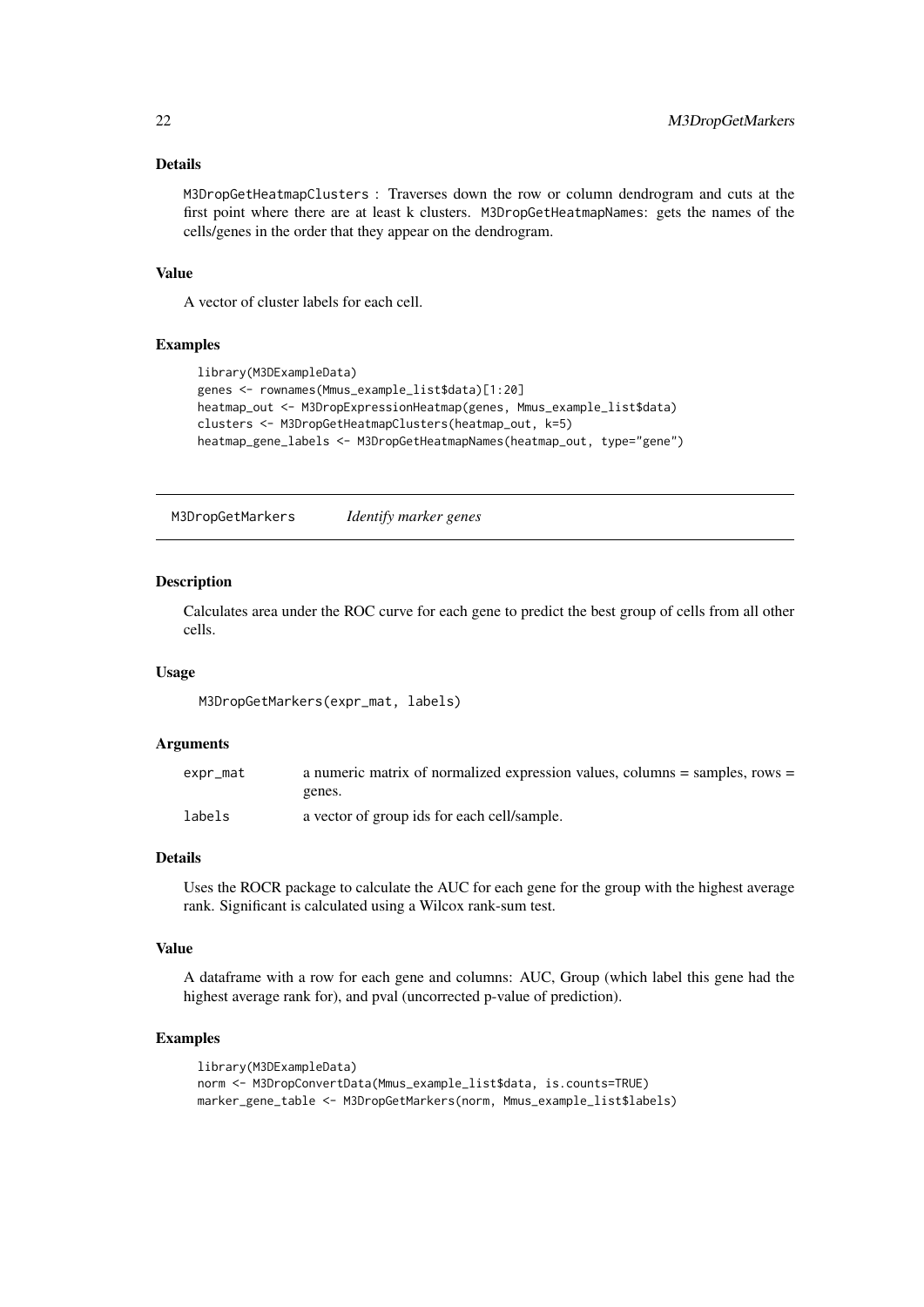### Details

M3DropGetHeatmapClusters : Traverses down the row or column dendrogram and cuts at the first point where there are at least k clusters. M3DropGetHeatmapNames: gets the names of the cells/genes in the order that they appear on the dendrogram.

### Value

A vector of cluster labels for each cell.

### Examples

```
library(M3DExampleData)
genes <- rownames(Mmus_example_list$data)[1:20]
heatmap_out <- M3DropExpressionHeatmap(genes, Mmus_example_list$data)
clusters <- M3DropGetHeatmapClusters(heatmap_out, k=5)
heatmap_gene_labels <- M3DropGetHeatmapNames(heatmap_out, type="gene")
```

---

## M3DropGetMarkers *Identify marker genes*

### Description

Calculates area under the ROC curve for each gene to predict the best group of cells from all other cells.

### Usage

```
M3DropGetMarkers(expr_mat, labels)
```

### Arguments

| | |
|---|---|
| expr_mat | a numeric matrix of normalized expression values, columns = samples, rows = genes. |
| labels | a vector of group ids for each cell/sample. |

### Details

Uses the ROCR package to calculate the AUC for each gene for the group with the highest average rank. Significant is calculated using a Wilcox rank-sum test.

### Value

A dataframe with a row for each gene and columns: AUC, Group (which label this gene had the highest average rank for), and pval (uncorrected p-value of prediction).

### Examples

```
library(M3DExampleData)
norm <- M3DropConvertData(Mmus_example_list$data, is.counts=TRUE)
marker_gene_table <- M3DropGetMarkers(norm, Mmus_example_list$labels)
```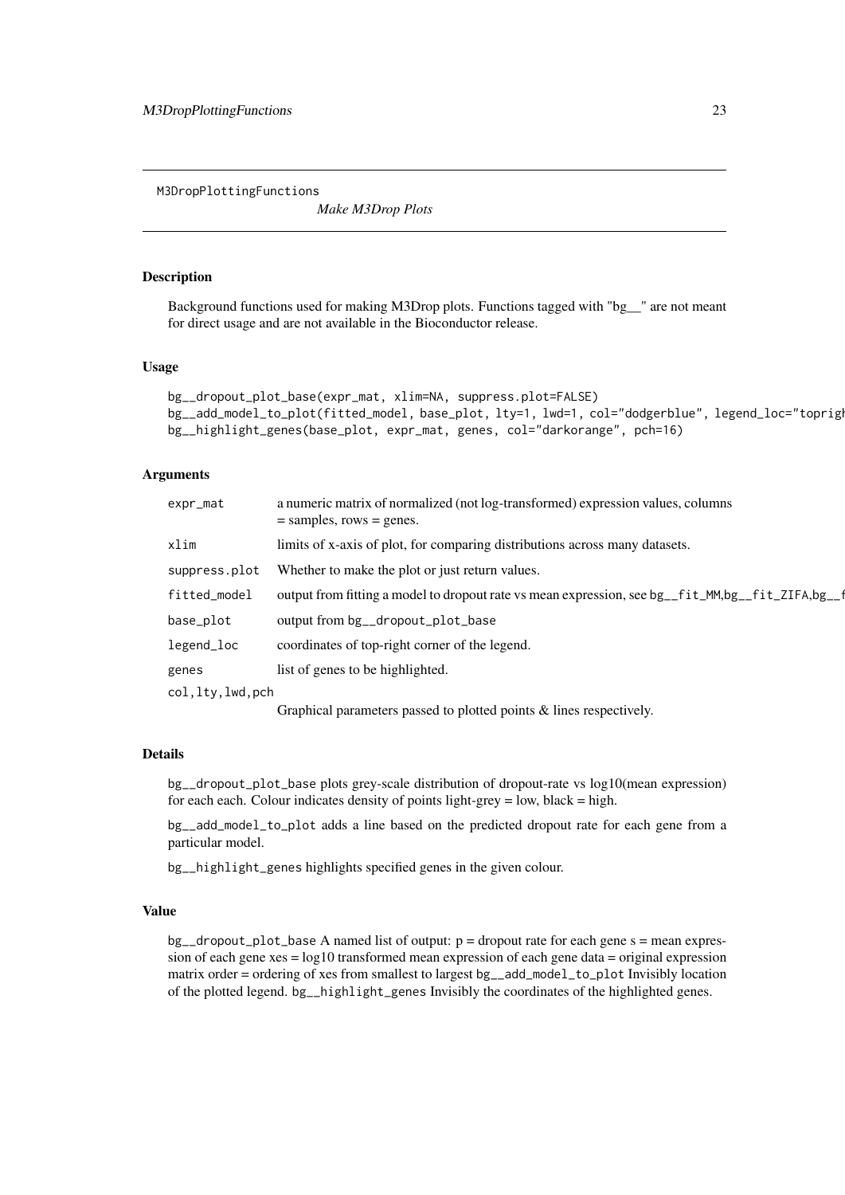M3DropPlottingFunctions

## *Make M3Drop Plots*

### Description

Background functions used for making M3Drop plots. Functions tagged with "bg__" are not meant for direct usage and are not available in the Bioconductor release.

### Usage

```
bg__dropout_plot_base(expr_mat, xlim=NA, suppress.plot=FALSE)
bg__add_model_to_plot(fitted_model, base_plot, lty=1, lwd=1, col="dodgerblue", legend_loc="topright
bg__highlight_genes(base_plot, expr_mat, genes, col="darkorange", pch=16)
```

### Arguments

| | |
|---|---|
| `expr_mat` | a numeric matrix of normalized (not log-transformed) expression values, columns = samples, rows = genes. |
| `xlim` | limits of x-axis of plot, for comparing distributions across many datasets. |
| `suppress.plot` | Whether to make the plot or just return values. |
| `fitted_model` | output from fitting a model to dropout rate vs mean expression, see `bg__fit_MM`,`bg__fit_ZIFA`,`bg__f` |
| `base_plot` | output from `bg__dropout_plot_base` |
| `legend_loc` | coordinates of top-right corner of the legend. |
| `genes` | list of genes to be highlighted. |
| `col,lty,lwd,pch` | Graphical parameters passed to plotted points & lines respectively. |

### Details

`bg__dropout_plot_base` plots grey-scale distribution of dropout-rate vs log10(mean expression) for each each. Colour indicates density of points light-grey = low, black = high.

`bg__add_model_to_plot` adds a line based on the predicted dropout rate for each gene from a particular model.

`bg__highlight_genes` highlights specified genes in the given colour.

### Value

`bg__dropout_plot_base` A named list of output: p = dropout rate for each gene s = mean expression of each gene xes = log10 transformed mean expression of each gene data = original expression matrix order = ordering of xes from smallest to largest `bg__add_model_to_plot` Invisibly location of the plotted legend. `bg__highlight_genes` Invisibly the coordinates of the highlighted genes.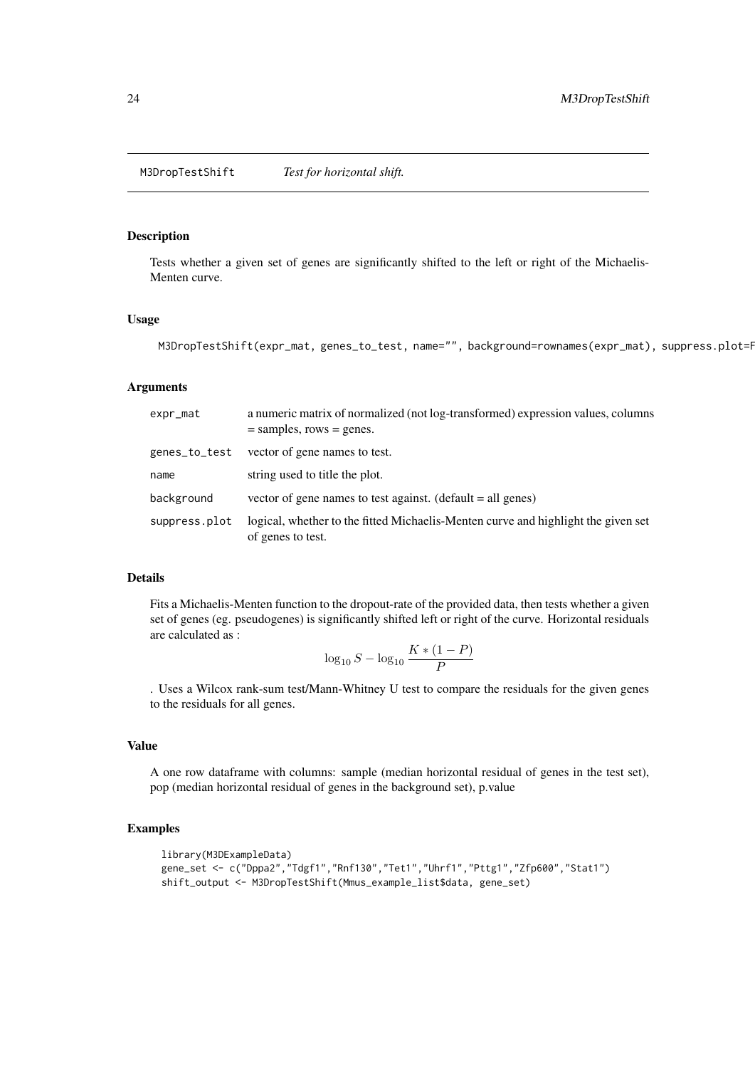M3DropTestShift *Test for horizontal shift.*

## Description

Tests whether a given set of genes are significantly shifted to the left or right of the Michaelis-Menten curve.

## Usage

```
M3DropTestShift(expr_mat, genes_to_test, name="", background=rownames(expr_mat), suppress.plot=F
```

## Arguments

| | |
|---|---|
| expr_mat | a numeric matrix of normalized (not log-transformed) expression values, columns = samples, rows = genes. |
| genes_to_test | vector of gene names to test. |
| name | string used to title the plot. |
| background | vector of gene names to test against. (default = all genes) |
| suppress.plot | logical, whether to the fitted Michaelis-Menten curve and highlight the given set of genes to test. |

## Details

Fits a Michaelis-Menten function to the dropout-rate of the provided data, then tests whether a given set of genes (eg. pseudogenes) is significantly shifted left or right of the curve. Horizontal residuals are calculated as :

$$\log_{10} S - \log_{10} \frac{K * (1 - P)}{P}$$

. Uses a Wilcox rank-sum test/Mann-Whitney U test to compare the residuals for the given genes to the residuals for all genes.

## Value

A one row dataframe with columns: sample (median horizontal residual of genes in the test set), pop (median horizontal residual of genes in the background set), p.value

## Examples

```
library(M3DExampleData)
gene_set <- c("Dppa2","Tdgf1","Rnf130","Tet1","Uhrf1","Pttg1","Zfp600","Stat1")
shift_output <- M3DropTestShift(Mmus_example_list$data, gene_set)
```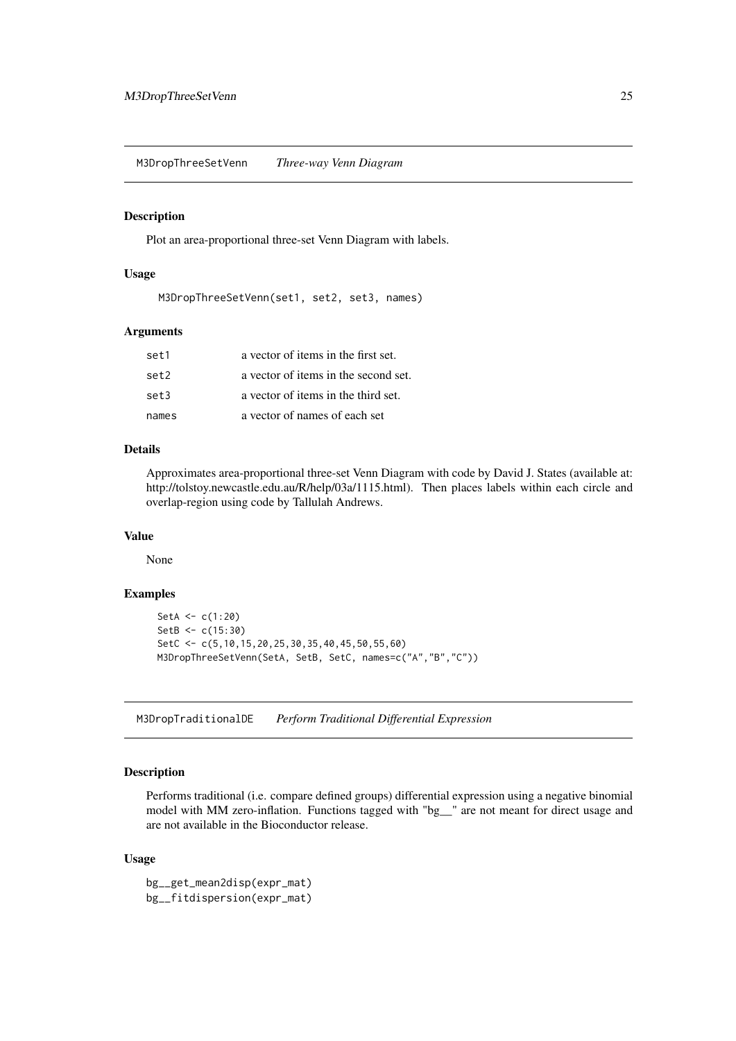## M3DropThreeSetVenn *Three-way Venn Diagram*

### Description

Plot an area-proportional three-set Venn Diagram with labels.

### Usage

```
M3DropThreeSetVenn(set1, set2, set3, names)
```

### Arguments

| | |
|---|---|
| set1 | a vector of items in the first set. |
| set2 | a vector of items in the second set. |
| set3 | a vector of items in the third set. |
| names | a vector of names of each set |

### Details

Approximates area-proportional three-set Venn Diagram with code by David J. States (available at: http://tolstoy.newcastle.edu.au/R/help/03a/1115.html). Then places labels within each circle and overlap-region using code by Tallulah Andrews.

### Value

None

### Examples

```
SetA <- c(1:20)
SetB <- c(15:30)
SetC <- c(5,10,15,20,25,30,35,40,45,50,55,60)
M3DropThreeSetVenn(SetA, SetB, SetC, names=c("A","B","C"))
```

## M3DropTraditionalDE *Perform Traditional Differential Expression*

### Description

Performs traditional (i.e. compare defined groups) differential expression using a negative binomial model with MM zero-inflation. Functions tagged with "bg__" are not meant for direct usage and are not available in the Bioconductor release.

### Usage

```
bg__get_mean2disp(expr_mat)
bg__fitdispersion(expr_mat)
```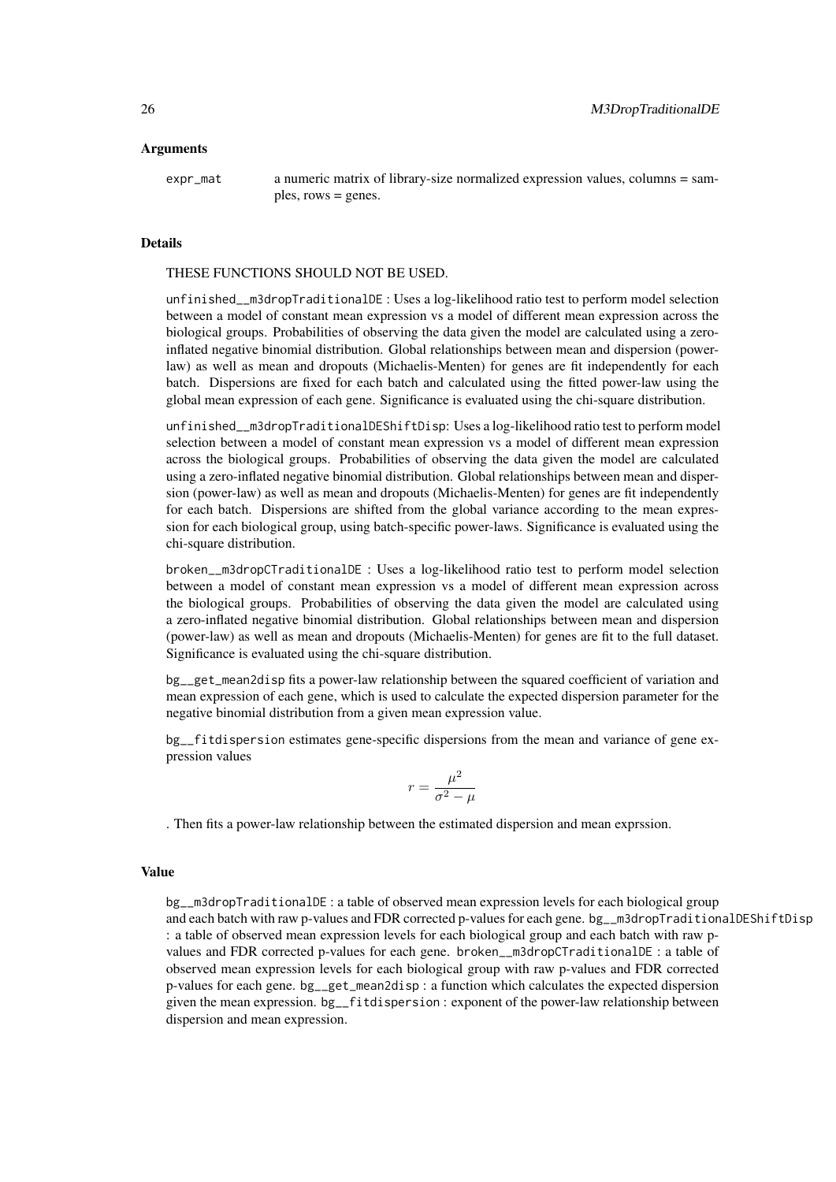### Arguments

`expr_mat` a numeric matrix of library-size normalized expression values, columns = samples, rows = genes.

### Details

THESE FUNCTIONS SHOULD NOT BE USED.

`unfinished__m3dropTraditionalDE` : Uses a log-likelihood ratio test to perform model selection between a model of constant mean expression vs a model of different mean expression across the biological groups. Probabilities of observing the data given the model are calculated using a zero-inflated negative binomial distribution. Global relationships between mean and dispersion (power-law) as well as mean and dropouts (Michaelis-Menten) for genes are fit independently for each batch. Dispersions are fixed for each batch and calculated using the fitted power-law using the global mean expression of each gene. Significance is evaluated using the chi-square distribution.

`unfinished__m3dropTraditionalDEShiftDisp`: Uses a log-likelihood ratio test to perform model selection between a model of constant mean expression vs a model of different mean expression across the biological groups. Probabilities of observing the data given the model are calculated using a zero-inflated negative binomial distribution. Global relationships between mean and dispersion (power-law) as well as mean and dropouts (Michaelis-Menten) for genes are fit independently for each batch. Dispersions are shifted from the global variance according to the mean expression for each biological group, using batch-specific power-laws. Significance is evaluated using the chi-square distribution.

`broken__m3dropCTraditionalDE` : Uses a log-likelihood ratio test to perform model selection between a model of constant mean expression vs a model of different mean expression across the biological groups. Probabilities of observing the data given the model are calculated using a zero-inflated negative binomial distribution. Global relationships between mean and dispersion (power-law) as well as mean and dropouts (Michaelis-Menten) for genes are fit to the full dataset. Significance is evaluated using the chi-square distribution.

`bg__get_mean2disp` fits a power-law relationship between the squared coefficient of variation and mean expression of each gene, which is used to calculate the expected dispersion parameter for the negative binomial distribution from a given mean expression value.

`bg__fitdispersion` estimates gene-specific dispersions from the mean and variance of gene expression values

$$r = \frac{\mu^2}{\sigma^2 - \mu}$$

. Then fits a power-law relationship between the estimated dispersion and mean exprssion.

### Value

`bg__m3dropTraditionalDE` : a table of observed mean expression levels for each biological group and each batch with raw p-values and FDR corrected p-values for each gene. `bg__m3dropTraditionalDEShiftDisp` : a table of observed mean expression levels for each biological group and each batch with raw p-values and FDR corrected p-values for each gene. `broken__m3dropCTraditionalDE` : a table of observed mean expression levels for each biological group with raw p-values and FDR corrected p-values for each gene. `bg__get_mean2disp` : a function which calculates the expected dispersion given the mean expression. `bg__fitdispersion` : exponent of the power-law relationship between dispersion and mean expression.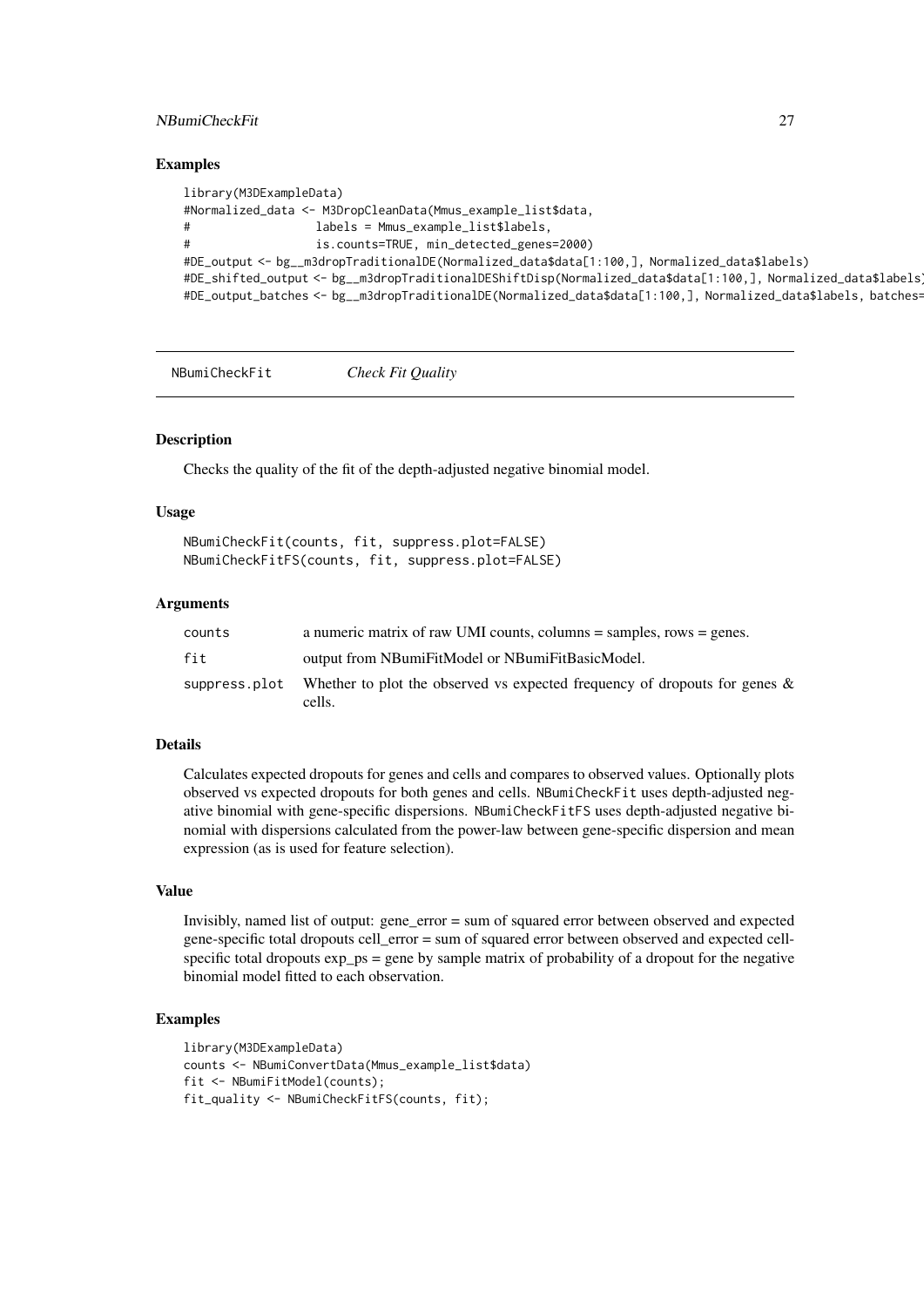## Examples

```
library(M3DExampleData)
#Normalized_data <- M3DropCleanData(Mmus_example_list$data,
#                 labels = Mmus_example_list$labels,
#                 is.counts=TRUE, min_detected_genes=2000)
#DE_output <- bg__m3dropTraditionalDE(Normalized_data$data[1:100,], Normalized_data$labels)
#DE_shifted_output <- bg__m3dropTraditionalDEShiftDisp(Normalized_data$data[1:100,], Normalized_data$labels)
#DE_output_batches <- bg__m3dropTraditionalDE(Normalized_data$data[1:100,], Normalized_data$labels, batches=
```

---

# NBumiCheckFit *Check Fit Quality*

## Description

Checks the quality of the fit of the depth-adjusted negative binomial model.

## Usage

```
NBumiCheckFit(counts, fit, suppress.plot=FALSE)
NBumiCheckFitFS(counts, fit, suppress.plot=FALSE)
```

## Arguments

| | |
|---|---|
| counts | a numeric matrix of raw UMI counts, columns = samples, rows = genes. |
| fit | output from NBumiFitModel or NBumiFitBasicModel. |
| suppress.plot | Whether to plot the observed vs expected frequency of dropouts for genes & cells. |

## Details

Calculates expected dropouts for genes and cells and compares to observed values. Optionally plots observed vs expected dropouts for both genes and cells. `NBumiCheckFit` uses depth-adjusted negative binomial with gene-specific dispersions. `NBumiCheckFitFS` uses depth-adjusted negative binomial with dispersions calculated from the power-law between gene-specific dispersion and mean expression (as is used for feature selection).

## Value

Invisibly, named list of output: gene_error = sum of squared error between observed and expected gene-specific total dropouts cell_error = sum of squared error between observed and expected cell-specific total dropouts exp_ps = gene by sample matrix of probability of a dropout for the negative binomial model fitted to each observation.

## Examples

```
library(M3DExampleData)
counts <- NBumiConvertData(Mmus_example_list$data)
fit <- NBumiFitModel(counts);
fit_quality <- NBumiCheckFitFS(counts, fit);
```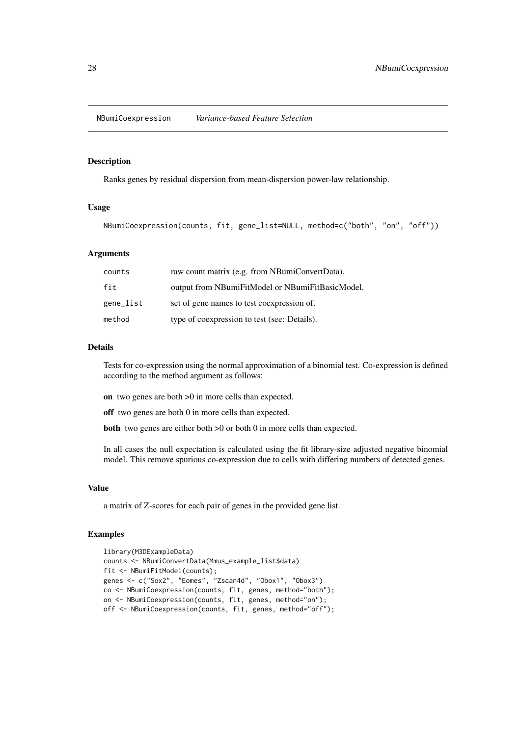## NBumiCoexpression *Variance-based Feature Selection*

### Description

Ranks genes by residual dispersion from mean-dispersion power-law relationship.

### Usage

```
NBumiCoexpression(counts, fit, gene_list=NULL, method=c("both", "on", "off"))
```

### Arguments

| | |
|---|---|
| counts | raw count matrix (e.g. from NBumiConvertData). |
| fit | output from NBumiFitModel or NBumiFitBasicModel. |
| gene_list | set of gene names to test coexpression of. |
| method | type of coexpression to test (see: Details). |

### Details

Tests for co-expression using the normal approximation of a binomial test. Co-expression is defined according to the method argument as follows:

**on** two genes are both >0 in more cells than expected.

**off** two genes are both 0 in more cells than expected.

**both** two genes are either both >0 or both 0 in more cells than expected.

In all cases the null expectation is calculated using the fit library-size adjusted negative binomial model. This remove spurious co-expression due to cells with differing numbers of detected genes.

### Value

a matrix of Z-scores for each pair of genes in the provided gene list.

### Examples

```
library(M3DExampleData)
counts <- NBumiConvertData(Mmus_example_list$data)
fit <- NBumiFitModel(counts);
genes <- c("Sox2", "Eomes", "Zscan4d", "Obox1", "Obox3")
co <- NBumiCoexpression(counts, fit, genes, method="both");
on <- NBumiCoexpression(counts, fit, genes, method="on");
off <- NBumiCoexpression(counts, fit, genes, method="off");
```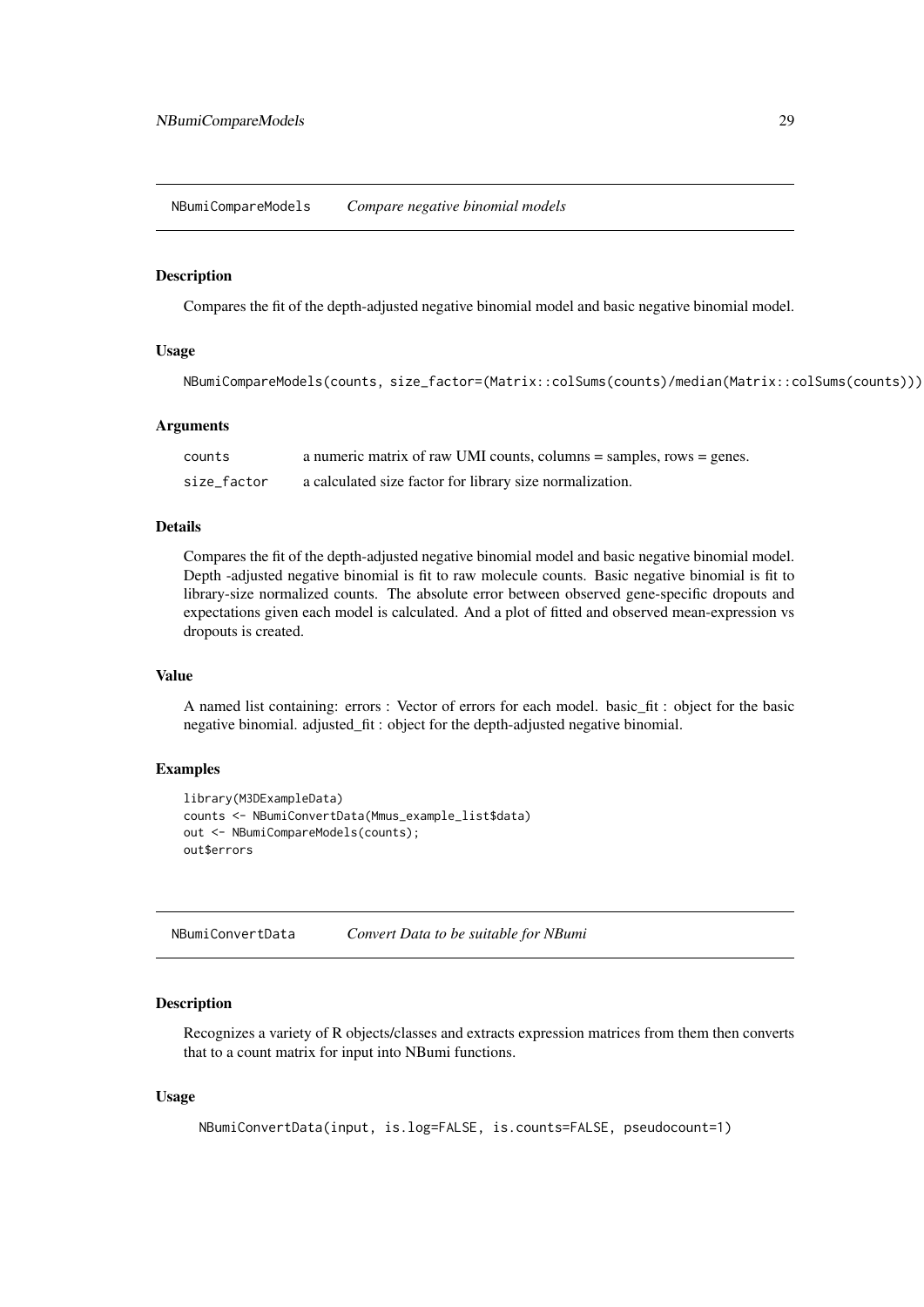## NBumiCompareModels *Compare negative binomial models*

### Description

Compares the fit of the depth-adjusted negative binomial model and basic negative binomial model.

### Usage

```
NBumiCompareModels(counts, size_factor=(Matrix::colSums(counts)/median(Matrix::colSums(counts))))
```

### Arguments

| | |
|---|---|
| counts | a numeric matrix of raw UMI counts, columns = samples, rows = genes. |
| size_factor | a calculated size factor for library size normalization. |

### Details

Compares the fit of the depth-adjusted negative binomial model and basic negative binomial model. Depth -adjusted negative binomial is fit to raw molecule counts. Basic negative binomial is fit to library-size normalized counts. The absolute error between observed gene-specific dropouts and expectations given each model is calculated. And a plot of fitted and observed mean-expression vs dropouts is created.

### Value

A named list containing: errors : Vector of errors for each model. basic_fit : object for the basic negative binomial. adjusted_fit : object for the depth-adjusted negative binomial.

### Examples

```
library(M3DExampleData)
counts <- NBumiConvertData(Mmus_example_list$data)
out <- NBumiCompareModels(counts);
out$errors
```

## NBumiConvertData *Convert Data to be suitable for NBumi*

### Description

Recognizes a variety of R objects/classes and extracts expression matrices from them then converts that to a count matrix for input into NBumi functions.

### Usage

```
NBumiConvertData(input, is.log=FALSE, is.counts=FALSE, pseudocount=1)
```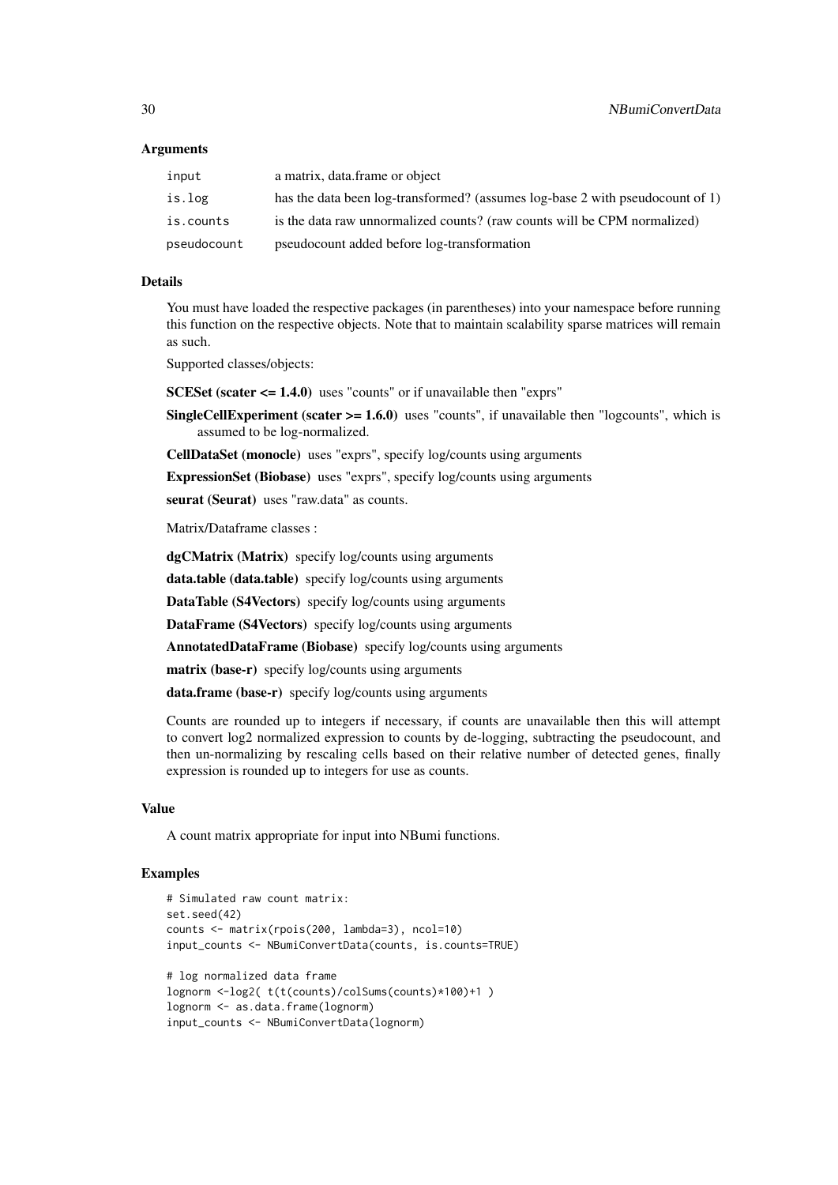### Arguments

| | |
|---|---|
| `input` | a matrix, data.frame or object |
| `is.log` | has the data been log-transformed? (assumes log-base 2 with pseudocount of 1) |
| `is.counts` | is the data raw unnormalized counts? (raw counts will be CPM normalized) |
| `pseudocount` | pseudocount added before log-transformation |

### Details

You must have loaded the respective packages (in parentheses) into your namespace before running this function on the respective objects. Note that to maintain scalability sparse matrices will remain as such.

Supported classes/objects:

**SCESet (scater <= 1.4.0)** uses "counts" or if unavailable then "exprs"

**SingleCellExperiment (scater >= 1.6.0)** uses "counts", if unavailable then "logcounts", which is assumed to be log-normalized.

**CellDataSet (monocle)** uses "exprs", specify log/counts using arguments

**ExpressionSet (Biobase)** uses "exprs", specify log/counts using arguments

**seurat (Seurat)** uses "raw.data" as counts.

Matrix/Dataframe classes :

**dgCMatrix (Matrix)** specify log/counts using arguments

**data.table (data.table)** specify log/counts using arguments

**DataTable (S4Vectors)** specify log/counts using arguments

**DataFrame (S4Vectors)** specify log/counts using arguments

**AnnotatedDataFrame (Biobase)** specify log/counts using arguments

**matrix (base-r)** specify log/counts using arguments

**data.frame (base-r)** specify log/counts using arguments

Counts are rounded up to integers if necessary, if counts are unavailable then this will attempt to convert log2 normalized expression to counts by de-logging, subtracting the pseudocount, and then un-normalizing by rescaling cells based on their relative number of detected genes, finally expression is rounded up to integers for use as counts.

### Value

A count matrix appropriate for input into NBumi functions.

### Examples

```
# Simulated raw count matrix:
set.seed(42)
counts <- matrix(rpois(200, lambda=3), ncol=10)
input_counts <- NBumiConvertData(counts, is.counts=TRUE)

# log normalized data frame
lognorm <-log2( t(t(counts)/colSums(counts)*100)+1 )
lognorm <- as.data.frame(lognorm)
input_counts <- NBumiConvertData(lognorm)
```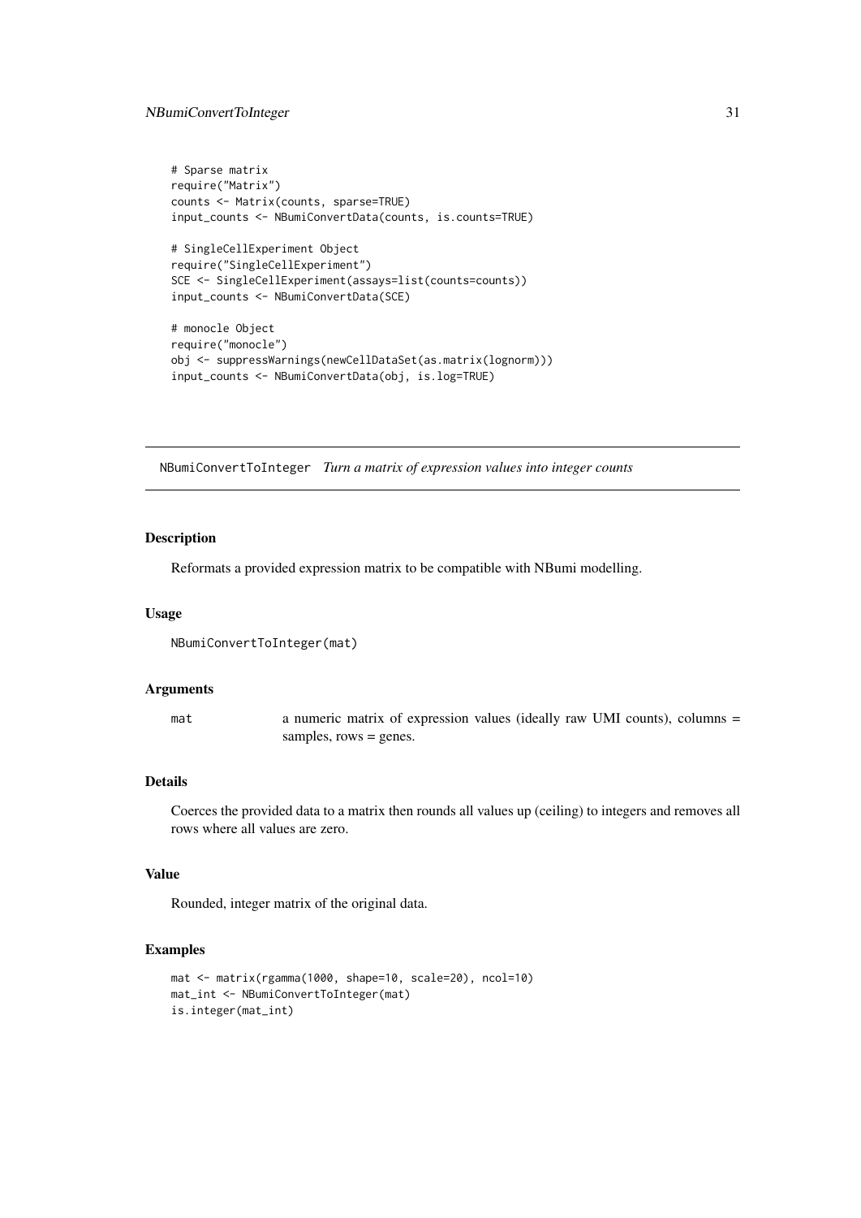```
# Sparse matrix
require("Matrix")
counts <- Matrix(counts, sparse=TRUE)
input_counts <- NBumiConvertData(counts, is.counts=TRUE)

# SingleCellExperiment Object
require("SingleCellExperiment")
SCE <- SingleCellExperiment(assays=list(counts=counts))
input_counts <- NBumiConvertData(SCE)

# monocle Object
require("monocle")
obj <- suppressWarnings(newCellDataSet(as.matrix(lognorm)))
input_counts <- NBumiConvertData(obj, is.log=TRUE)
```

---

## NBumiConvertToInteger *Turn a matrix of expression values into integer counts*

---

### Description

Reformats a provided expression matrix to be compatible with NBumi modelling.

### Usage

```
NBumiConvertToInteger(mat)
```

### Arguments

| | |
|---|---|
| mat | a numeric matrix of expression values (ideally raw UMI counts), columns = samples, rows = genes. |

### Details

Coerces the provided data to a matrix then rounds all values up (ceiling) to integers and removes all rows where all values are zero.

### Value

Rounded, integer matrix of the original data.

### Examples

```
mat <- matrix(rgamma(1000, shape=10, scale=20), ncol=10)
mat_int <- NBumiConvertToInteger(mat)
is.integer(mat_int)
```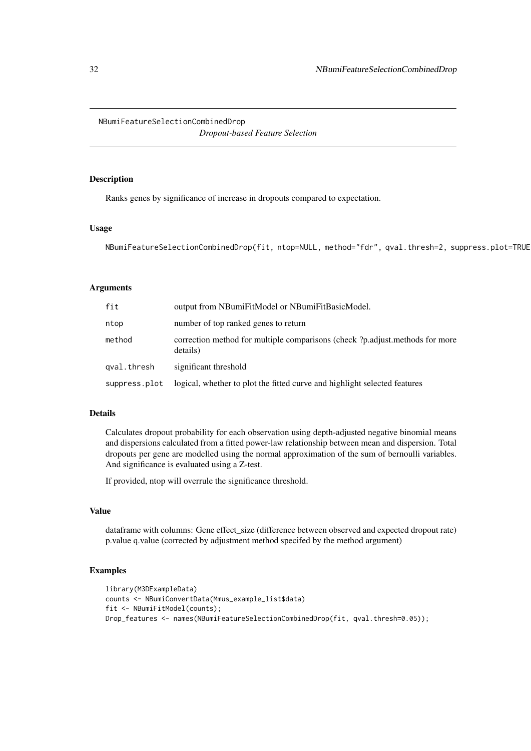## NBumiFeatureSelectionCombinedDrop

*Dropout-based Feature Selection*

### Description

Ranks genes by significance of increase in dropouts compared to expectation.

### Usage

```
NBumiFeatureSelectionCombinedDrop(fit, ntop=NULL, method="fdr", qval.thresh=2, suppress.plot=TRUE
```

### Arguments

| | |
|---|---|
| fit | output from NBumiFitModel or NBumiFitBasicModel. |
| ntop | number of top ranked genes to return |
| method | correction method for multiple comparisons (check ?p.adjust.methods for more details) |
| qval.thresh | significant threshold |
| suppress.plot | logical, whether to plot the fitted curve and highlight selected features |

### Details

Calculates dropout probability for each observation using depth-adjusted negative binomial means and dispersions calculated from a fitted power-law relationship between mean and dispersion. Total dropouts per gene are modelled using the normal approximation of the sum of bernoulli variables. And significance is evaluated using a Z-test.

If provided, ntop will overrule the significance threshold.

### Value

dataframe with columns: Gene effect_size (difference between observed and expected dropout rate) p.value q.value (corrected by adjustment method specifed by the method argument)

### Examples

```
library(M3DExampleData)
counts <- NBumiConvertData(Mmus_example_list$data)
fit <- NBumiFitModel(counts);
Drop_features <- names(NBumiFeatureSelectionCombinedDrop(fit, qval.thresh=0.05));
```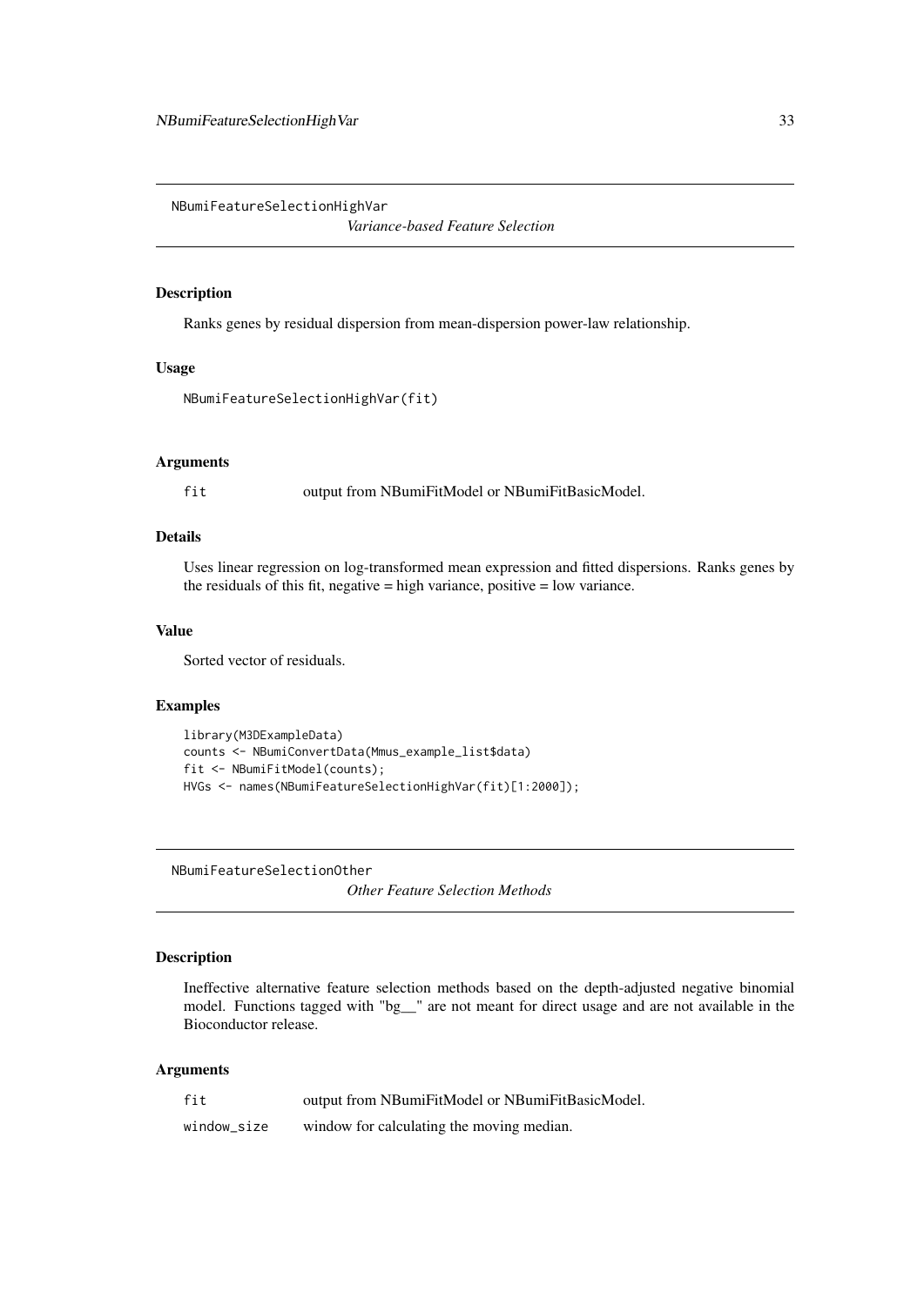## NBumiFeatureSelectionHighVar

*Variance-based Feature Selection*

### Description

Ranks genes by residual dispersion from mean-dispersion power-law relationship.

### Usage

```
NBumiFeatureSelectionHighVar(fit)
```

### Arguments

| | |
|---|---|
| fit | output from NBumiFitModel or NBumiFitBasicModel. |

### Details

Uses linear regression on log-transformed mean expression and fitted dispersions. Ranks genes by the residuals of this fit, negative = high variance, positive = low variance.

### Value

Sorted vector of residuals.

### Examples

```
library(M3DExampleData)
counts <- NBumiConvertData(Mmus_example_list$data)
fit <- NBumiFitModel(counts);
HVGs <- names(NBumiFeatureSelectionHighVar(fit)[1:2000]);
```

## NBumiFeatureSelectionOther

*Other Feature Selection Methods*

### Description

Ineffective alternative feature selection methods based on the depth-adjusted negative binomial model. Functions tagged with "bg__" are not meant for direct usage and are not available in the Bioconductor release.

### Arguments

| | |
|---|---|
| fit | output from NBumiFitModel or NBumiFitBasicModel. |
| window_size | window for calculating the moving median. |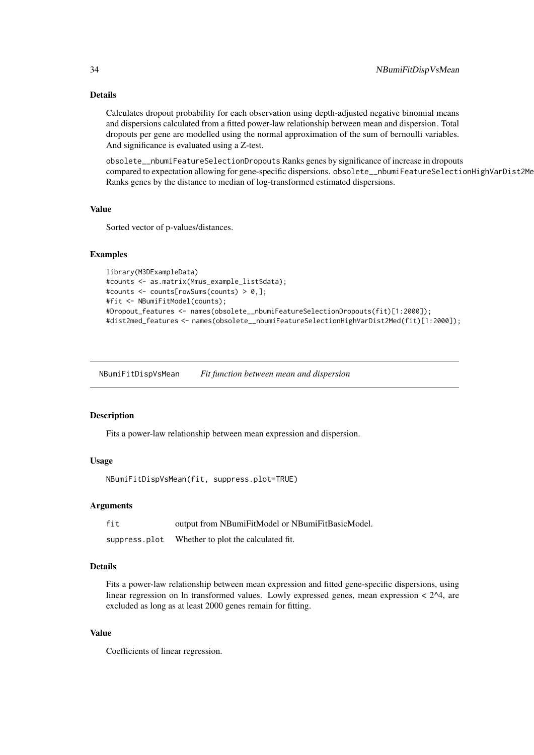### Details

Calculates dropout probability for each observation using depth-adjusted negative binomial means and dispersions calculated from a fitted power-law relationship between mean and dispersion. Total dropouts per gene are modelled using the normal approximation of the sum of bernoulli variables. And significance is evaluated using a Z-test.

`obsolete__nbumiFeatureSelectionDropouts` Ranks genes by significance of increase in dropouts compared to expectation allowing for gene-specific dispersions. `obsolete__nbumiFeatureSelectionHighVarDist2Med` Ranks genes by the distance to median of log-transformed estimated dispersions.

### Value

Sorted vector of p-values/distances.

### Examples

```
library(M3DExampleData)
#counts <- as.matrix(Mmus_example_list$data);
#counts <- counts[rowSums(counts) > 0,];
#fit <- NBumiFitModel(counts);
#Dropout_features <- names(obsolete__nbumiFeatureSelectionDropouts(fit)[1:2000]);
#dist2med_features <- names(obsolete__nbumiFeatureSelectionHighVarDist2Med(fit)[1:2000]);
```

---

## NBumiFitDispVsMean — *Fit function between mean and dispersion*

### Description

Fits a power-law relationship between mean expression and dispersion.

### Usage

```
NBumiFitDispVsMean(fit, suppress.plot=TRUE)
```

### Arguments

| | |
|---|---|
| fit | output from NBumiFitModel or NBumiFitBasicModel. |
| suppress.plot | Whether to plot the calculated fit. |

### Details

Fits a power-law relationship between mean expression and fitted gene-specific dispersions, using linear regression on ln transformed values. Lowly expressed genes, mean expression < 2^4, are excluded as long as at least 2000 genes remain for fitting.

### Value

Coefficients of linear regression.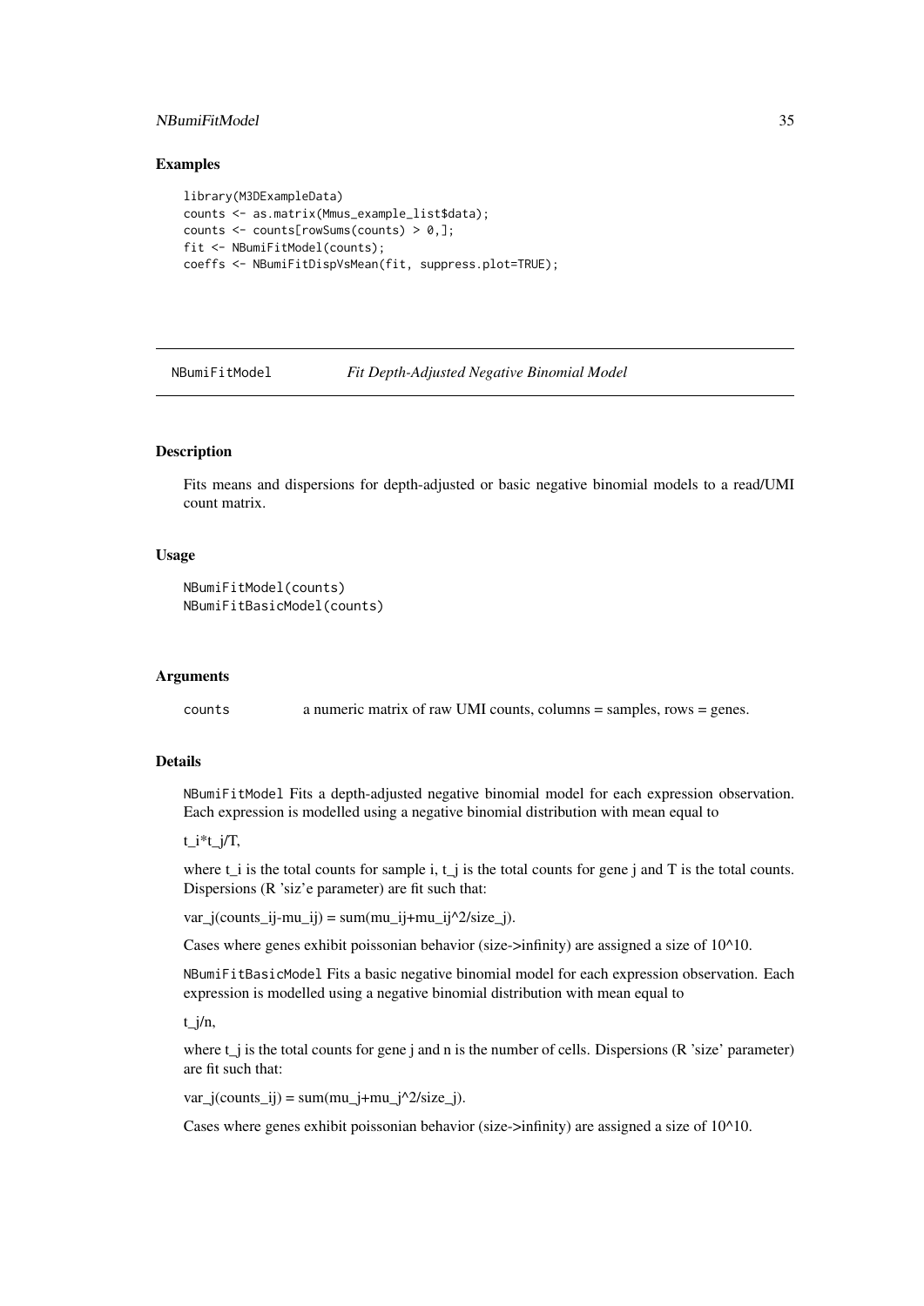### Examples

```
library(M3DExampleData)
counts <- as.matrix(Mmus_example_list$data);
counts <- counts[rowSums(counts) > 0,];
fit <- NBumiFitModel(counts);
coeffs <- NBumiFitDispVsMean(fit, suppress.plot=TRUE);
```

---

## NBumiFitModel *Fit Depth-Adjusted Negative Binomial Model*

---

### Description

Fits means and dispersions for depth-adjusted or basic negative binomial models to a read/UMI count matrix.

### Usage

```
NBumiFitModel(counts)
NBumiFitBasicModel(counts)
```

### Arguments

| | |
|---|---|
| counts | a numeric matrix of raw UMI counts, columns = samples, rows = genes. |

### Details

`NBumiFitModel` Fits a depth-adjusted negative binomial model for each expression observation. Each expression is modelled using a negative binomial distribution with mean equal to

t_i*t_j/T,

where t_i is the total counts for sample i, t_j is the total counts for gene j and T is the total counts. Dispersions (R 'siz'e parameter) are fit such that:

var_j(counts_ij-mu_ij) = sum(mu_ij+mu_ij^2/size_j).

Cases where genes exhibit poissonian behavior (size->infinity) are assigned a size of 10^10.

`NBumiFitBasicModel` Fits a basic negative binomial model for each expression observation. Each expression is modelled using a negative binomial distribution with mean equal to

t_j/n,

where t_j is the total counts for gene j and n is the number of cells. Dispersions (R 'size' parameter) are fit such that:

var_j(counts_ij) = sum(mu_j+mu_j^2/size_j).

Cases where genes exhibit poissonian behavior (size->infinity) are assigned a size of 10^10.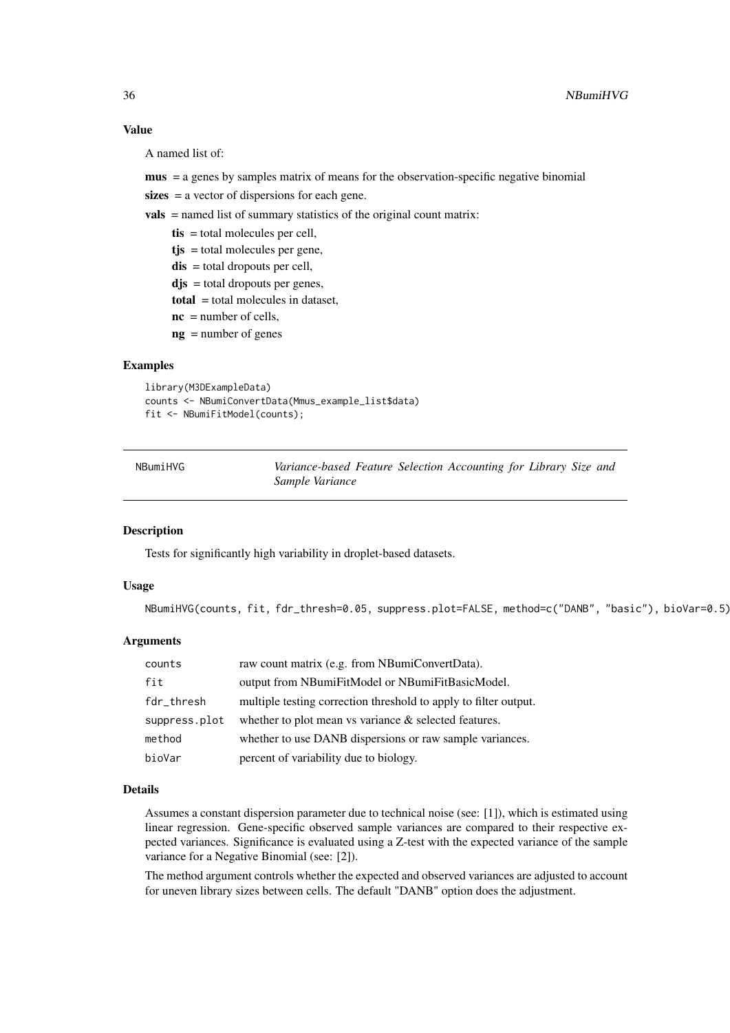### Value

A named list of:

**mus** = a genes by samples matrix of means for the observation-specific negative binomial

**sizes** = a vector of dispersions for each gene.

**vals** = named list of summary statistics of the original count matrix:

- **tis** = total molecules per cell,
- **tjs** = total molecules per gene,
- **dis** = total dropouts per cell,
- **djs** = total dropouts per genes,
- **total** = total molecules in dataset,
- **nc** = number of cells,
- **ng** = number of genes

### Examples

```
library(M3DExampleData)
counts <- NBumiConvertData(Mmus_example_list$data)
fit <- NBumiFitModel(counts);
```

---

## NBumiHVG — *Variance-based Feature Selection Accounting for Library Size and Sample Variance*

---

### Description

Tests for significantly high variability in droplet-based datasets.

### Usage

```
NBumiHVG(counts, fit, fdr_thresh=0.05, suppress.plot=FALSE, method=c("DANB", "basic"), bioVar=0.5)
```

### Arguments

| | |
|---|---|
| counts | raw count matrix (e.g. from NBumiConvertData). |
| fit | output from NBumiFitModel or NBumiFitBasicModel. |
| fdr_thresh | multiple testing correction threshold to apply to filter output. |
| suppress.plot | whether to plot mean vs variance & selected features. |
| method | whether to use DANB dispersions or raw sample variances. |
| bioVar | percent of variability due to biology. |

### Details

Assumes a constant dispersion parameter due to technical noise (see: [1]), which is estimated using linear regression. Gene-specific observed sample variances are compared to their respective expected variances. Significance is evaluated using a Z-test with the expected variance of the sample variance for a Negative Binomial (see: [2]).

The method argument controls whether the expected and observed variances are adjusted to account for uneven library sizes between cells. The default "DANB" option does the adjustment.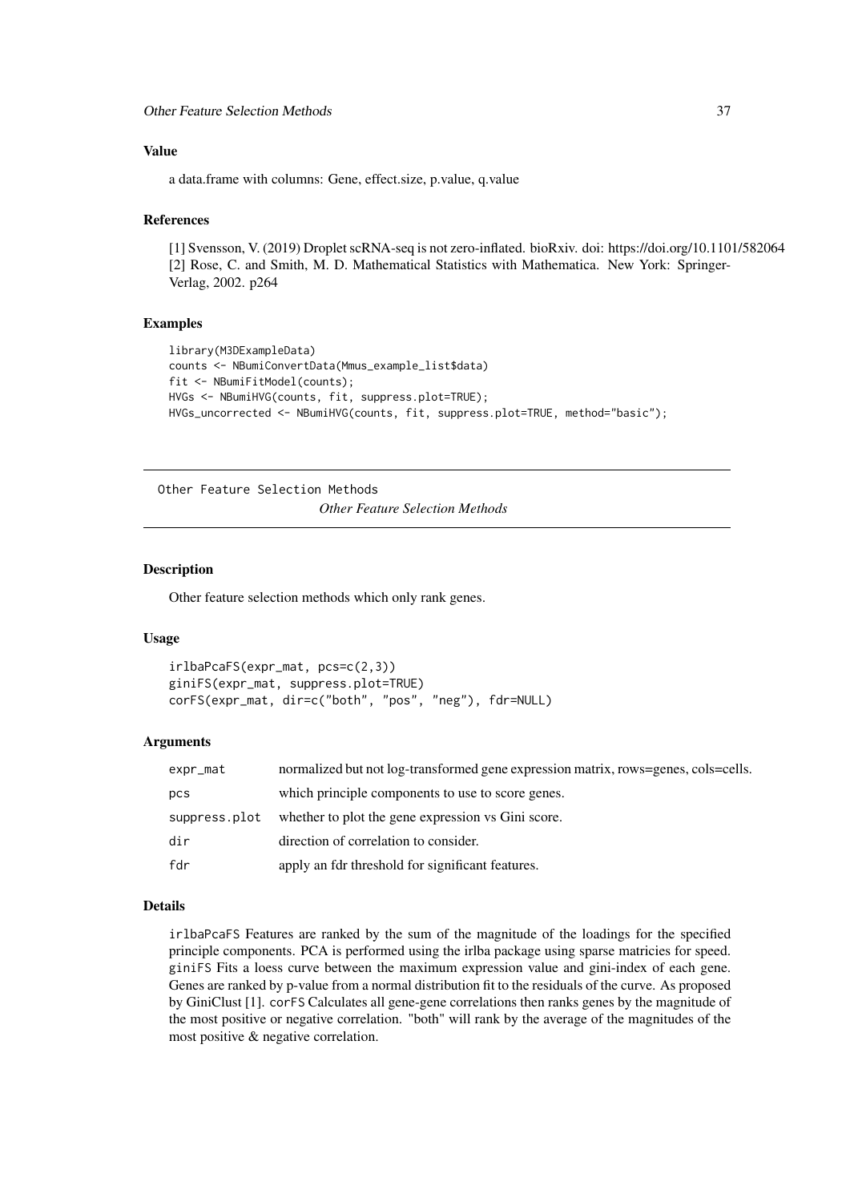### Value

a data.frame with columns: Gene, effect.size, p.value, q.value

### References

[1] Svensson, V. (2019) Droplet scRNA-seq is not zero-inflated. bioRxiv. doi: https://doi.org/10.1101/582064
[2] Rose, C. and Smith, M. D. Mathematical Statistics with Mathematica. New York: Springer-Verlag, 2002. p264

### Examples

```
library(M3DExampleData)
counts <- NBumiConvertData(Mmus_example_list$data)
fit <- NBumiFitModel(counts);
HVGs <- NBumiHVG(counts, fit, suppress.plot=TRUE);
HVGs_uncorrected <- NBumiHVG(counts, fit, suppress.plot=TRUE, method="basic");
```

---

## Other Feature Selection Methods

*Other Feature Selection Methods*

---

### Description

Other feature selection methods which only rank genes.

### Usage

```
irlbaPcaFS(expr_mat, pcs=c(2,3))
giniFS(expr_mat, suppress.plot=TRUE)
corFS(expr_mat, dir=c("both", "pos", "neg"), fdr=NULL)
```

### Arguments

| | |
|---|---|
| `expr_mat` | normalized but not log-transformed gene expression matrix, rows=genes, cols=cells. |
| `pcs` | which principle components to use to score genes. |
| `suppress.plot` | whether to plot the gene expression vs Gini score. |
| `dir` | direction of correlation to consider. |
| `fdr` | apply an fdr threshold for significant features. |

### Details

`irlbaPcaFS` Features are ranked by the sum of the magnitude of the loadings for the specified principle components. PCA is performed using the irlba package using sparse matricies for speed. `giniFS` Fits a loess curve between the maximum expression value and gini-index of each gene. Genes are ranked by p-value from a normal distribution fit to the residuals of the curve. As proposed by GiniClust [1]. `corFS` Calculates all gene-gene correlations then ranks genes by the magnitude of the most positive or negative correlation. "both" will rank by the average of the magnitudes of the most positive & negative correlation.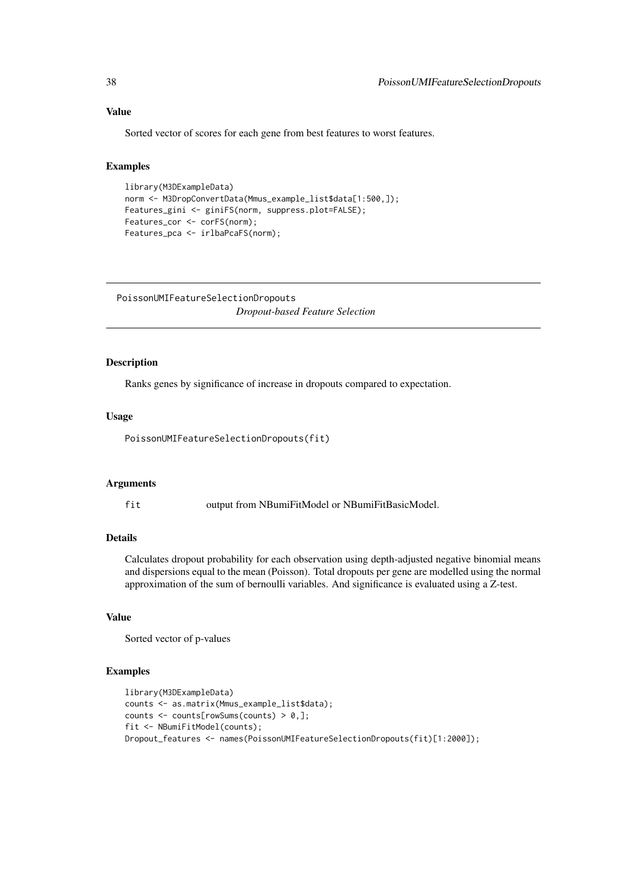### Value

Sorted vector of scores for each gene from best features to worst features.

### Examples

```
library(M3DExampleData)
norm <- M3DropConvertData(Mmus_example_list$data[1:500,]);
Features_gini <- giniFS(norm, suppress.plot=FALSE);
Features_cor <- corFS(norm);
Features_pca <- irlbaPcaFS(norm);
```

---

## PoissonUMIFeatureSelectionDropouts

*Dropout-based Feature Selection*

---

### Description

Ranks genes by significance of increase in dropouts compared to expectation.

### Usage

```
PoissonUMIFeatureSelectionDropouts(fit)
```

### Arguments

| | |
|---|---|
| fit | output from NBumiFitModel or NBumiFitBasicModel. |

### Details

Calculates dropout probability for each observation using depth-adjusted negative binomial means and dispersions equal to the mean (Poisson). Total dropouts per gene are modelled using the normal approximation of the sum of bernoulli variables. And significance is evaluated using a Z-test.

### Value

Sorted vector of p-values

### Examples

```
library(M3DExampleData)
counts <- as.matrix(Mmus_example_list$data);
counts <- counts[rowSums(counts) > 0,];
fit <- NBumiFitModel(counts);
Dropout_features <- names(PoissonUMIFeatureSelectionDropouts(fit)[1:2000]);
```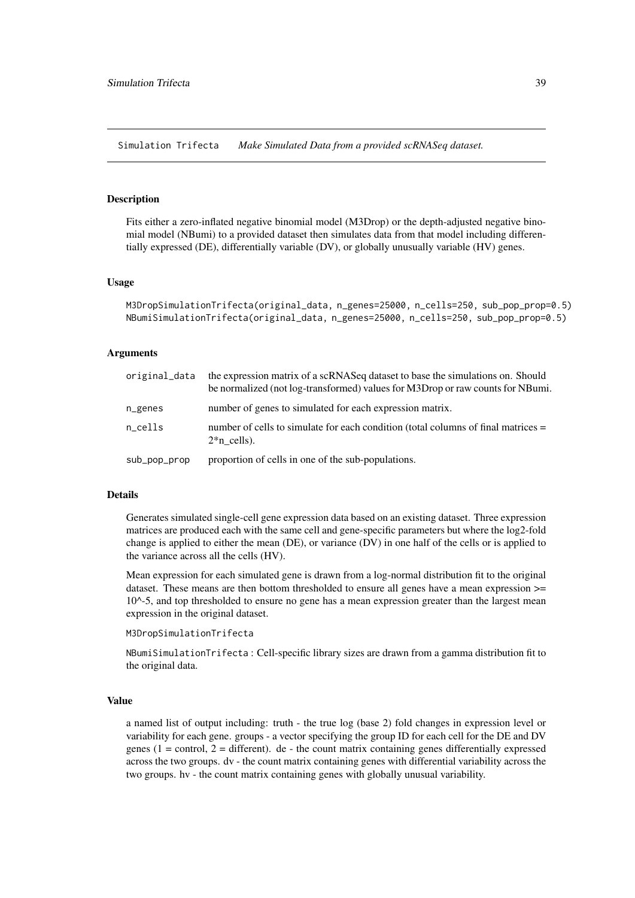## Simulation Trifecta *Make Simulated Data from a provided scRNASeq dataset.*

### Description

Fits either a zero-inflated negative binomial model (M3Drop) or the depth-adjusted negative binomial model (NBumi) to a provided dataset then simulates data from that model including differentially expressed (DE), differentially variable (DV), or globally unusually variable (HV) genes.

### Usage

```
M3DropSimulationTrifecta(original_data, n_genes=25000, n_cells=250, sub_pop_prop=0.5)
NBumiSimulationTrifecta(original_data, n_genes=25000, n_cells=250, sub_pop_prop=0.5)
```

### Arguments

| | |
|---|---|
| original_data | the expression matrix of a scRNASeq dataset to base the simulations on. Should be normalized (not log-transformed) values for M3Drop or raw counts for NBumi. |
| n_genes | number of genes to simulated for each expression matrix. |
| n_cells | number of cells to simulate for each condition (total columns of final matrices = 2*n_cells). |
| sub_pop_prop | proportion of cells in one of the sub-populations. |

### Details

Generates simulated single-cell gene expression data based on an existing dataset. Three expression matrices are produced each with the same cell and gene-specific parameters but where the log2-fold change is applied to either the mean (DE), or variance (DV) in one half of the cells or is applied to the variance across all the cells (HV).

Mean expression for each simulated gene is drawn from a log-normal distribution fit to the original dataset. These means are then bottom thresholded to ensure all genes have a mean expression >= 10^-5, and top thresholded to ensure no gene has a mean expression greater than the largest mean expression in the original dataset.

`M3DropSimulationTrifecta`

`NBumiSimulationTrifecta` : Cell-specific library sizes are drawn from a gamma distribution fit to the original data.

### Value

a named list of output including: truth - the true log (base 2) fold changes in expression level or variability for each gene. groups - a vector specifying the group ID for each cell for the DE and DV genes (1 = control, 2 = different). de - the count matrix containing genes differentially expressed across the two groups. dv - the count matrix containing genes with differential variability across the two groups. hv - the count matrix containing genes with globally unusual variability.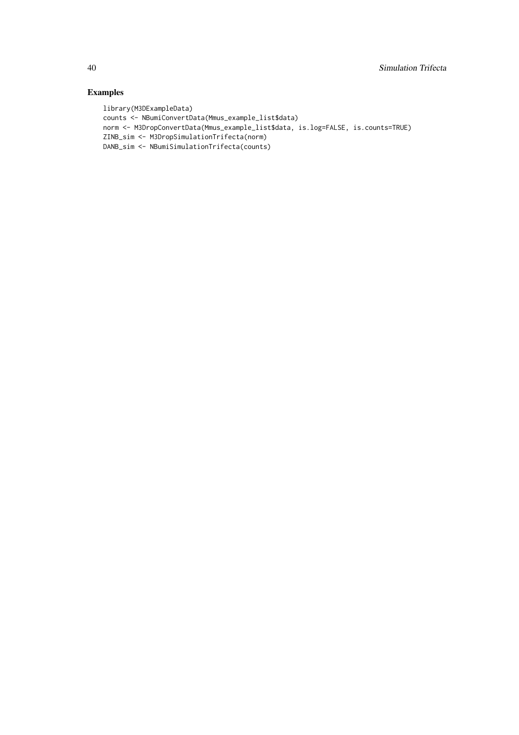## Examples

```
library(M3DExampleData)
counts <- NBumiConvertData(Mmus_example_list$data)
norm <- M3DropConvertData(Mmus_example_list$data, is.log=FALSE, is.counts=TRUE)
ZINB_sim <- M3DropSimulationTrifecta(norm)
DANB_sim <- NBumiSimulationTrifecta(counts)
```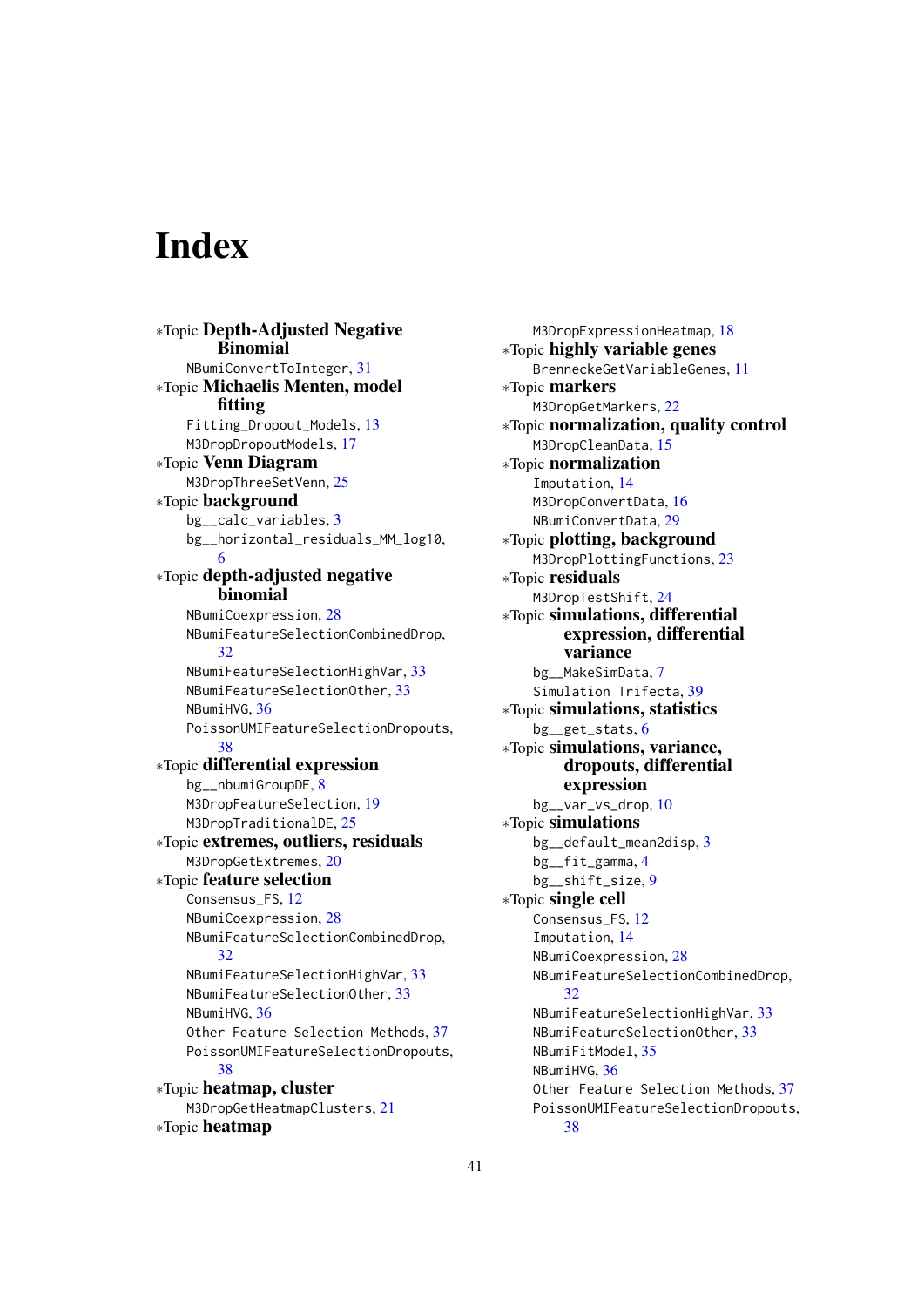# Index

∗Topic **Depth-Adjusted Negative Binomial**
- NBumiConvertToInteger, 31

∗Topic **Michaelis Menten, model fitting**
- Fitting_Dropout_Models, 13
- M3DropDropoutModels, 17

∗Topic **Venn Diagram**
- M3DropThreeSetVenn, 25

∗Topic **background**
- bg__calc_variables, 3
- bg__horizontal_residuals_MM_log10, 6

∗Topic **depth-adjusted negative binomial**
- NBumiCoexpression, 28
- NBumiFeatureSelectionCombinedDrop, 32
- NBumiFeatureSelectionHighVar, 33
- NBumiFeatureSelectionOther, 33
- NBumiHVG, 36
- PoissonUMIFeatureSelectionDropouts, 38

∗Topic **differential expression**
- bg__nbumiGroupDE, 8
- M3DropFeatureSelection, 19
- M3DropTraditionalDE, 25

∗Topic **extremes, outliers, residuals**
- M3DropGetExtremes, 20

∗Topic **feature selection**
- Consensus_FS, 12
- NBumiCoexpression, 28
- NBumiFeatureSelectionCombinedDrop, 32
- NBumiFeatureSelectionHighVar, 33
- NBumiFeatureSelectionOther, 33
- NBumiHVG, 36
- Other Feature Selection Methods, 37
- PoissonUMIFeatureSelectionDropouts, 38

∗Topic **heatmap, cluster**
- M3DropGetHeatmapClusters, 21

∗Topic **heatmap**
- M3DropExpressionHeatmap, 18

∗Topic **highly variable genes**
- BrenneckeGetVariableGenes, 11

∗Topic **markers**
- M3DropGetMarkers, 22

∗Topic **normalization, quality control**
- M3DropCleanData, 15

∗Topic **normalization**
- Imputation, 14
- M3DropConvertData, 16
- NBumiConvertData, 29

∗Topic **plotting, background**
- M3DropPlottingFunctions, 23

∗Topic **residuals**
- M3DropTestShift, 24

∗Topic **simulations, differential expression, differential variance**
- bg__MakeSimData, 7
- Simulation Trifecta, 39

∗Topic **simulations, statistics**
- bg__get_stats, 6

∗Topic **simulations, variance, dropouts, differential expression**
- bg__var_vs_drop, 10

∗Topic **simulations**
- bg__default_mean2disp, 3
- bg__fit_gamma, 4
- bg__shift_size, 9

∗Topic **single cell**
- Consensus_FS, 12
- Imputation, 14
- NBumiCoexpression, 28
- NBumiFeatureSelectionCombinedDrop, 32
- NBumiFeatureSelectionHighVar, 33
- NBumiFeatureSelectionOther, 33
- NBumiFitModel, 35
- NBumiHVG, 36
- Other Feature Selection Methods, 37
- PoissonUMIFeatureSelectionDropouts, 38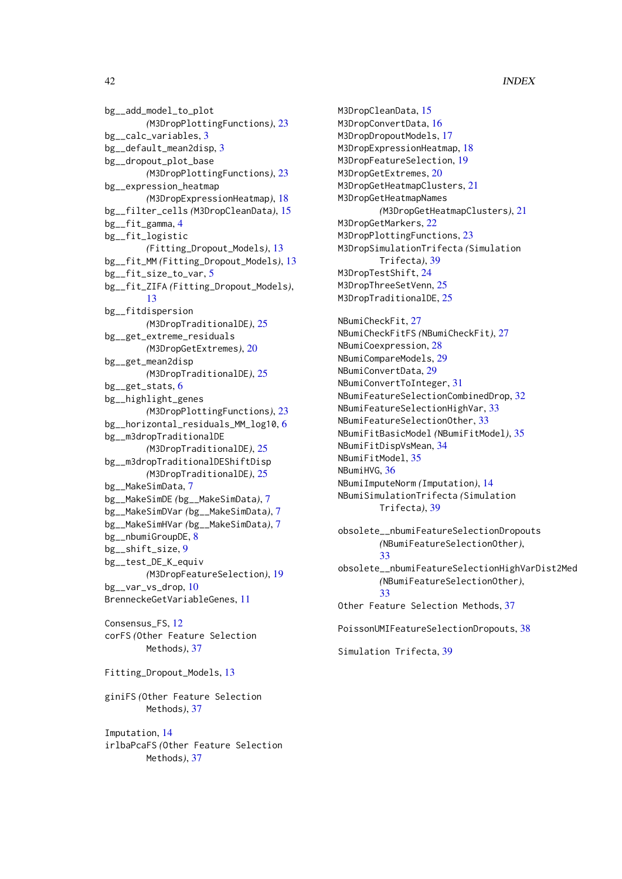bg__add_model_to_plot (M3DropPlottingFunctions), 23
bg__calc_variables, 3
bg__default_mean2disp, 3
bg__dropout_plot_base (M3DropPlottingFunctions), 23
bg__expression_heatmap (M3DropExpressionHeatmap), 18
bg__filter_cells (M3DropCleanData), 15
bg__fit_gamma, 4
bg__fit_logistic (Fitting_Dropout_Models), 13
bg__fit_MM (Fitting_Dropout_Models), 13
bg__fit_size_to_var, 5
bg__fit_ZIFA (Fitting_Dropout_Models), 13
bg__fitdispersion (M3DropTraditionalDE), 25
bg__get_extreme_residuals (M3DropGetExtremes), 20
bg__get_mean2disp (M3DropTraditionalDE), 25
bg__get_stats, 6
bg__highlight_genes (M3DropPlottingFunctions), 23
bg__horizontal_residuals_MM_log10, 6
bg__m3dropTraditionalDE (M3DropTraditionalDE), 25
bg__m3dropTraditionalDEShiftDisp (M3DropTraditionalDE), 25
bg__MakeSimData, 7
bg__MakeSimDE (bg__MakeSimData), 7
bg__MakeSimDVar (bg__MakeSimData), 7
bg__MakeSimHVar (bg__MakeSimData), 7
bg__nbumiGroupDE, 8
bg__shift_size, 9
bg__test_DE_K_equiv (M3DropFeatureSelection), 19
bg__var_vs_drop, 10
BrenneckeGetVariableGenes, 11

Consensus_FS, 12
corFS (Other Feature Selection Methods), 37

Fitting_Dropout_Models, 13

giniFS (Other Feature Selection Methods), 37

Imputation, 14
irlbaPcaFS (Other Feature Selection Methods), 37

M3DropCleanData, 15
M3DropConvertData, 16
M3DropDropoutModels, 17
M3DropExpressionHeatmap, 18
M3DropFeatureSelection, 19
M3DropGetExtremes, 20
M3DropGetHeatmapClusters, 21
M3DropGetHeatmapNames (M3DropGetHeatmapClusters), 21
M3DropGetMarkers, 22
M3DropPlottingFunctions, 23
M3DropSimulationTrifecta (Simulation Trifecta), 39
M3DropTestShift, 24
M3DropThreeSetVenn, 25
M3DropTraditionalDE, 25

NBumiCheckFit, 27
NBumiCheckFitFS (NBumiCheckFit), 27
NBumiCoexpression, 28
NBumiCompareModels, 29
NBumiConvertData, 29
NBumiConvertToInteger, 31
NBumiFeatureSelectionCombinedDrop, 32
NBumiFeatureSelectionHighVar, 33
NBumiFeatureSelectionOther, 33
NBumiFitBasicModel (NBumiFitModel), 35
NBumiFitDispVsMean, 34
NBumiFitModel, 35
NBumiHVG, 36
NBumiImputeNorm (Imputation), 14
NBumiSimulationTrifecta (Simulation Trifecta), 39

obsolete__nbumiFeatureSelectionDropouts (NBumiFeatureSelectionOther), 33
obsolete__nbumiFeatureSelectionHighVarDist2Med (NBumiFeatureSelectionOther), 33
Other Feature Selection Methods, 37

PoissonUMIFeatureSelectionDropouts, 38

Simulation Trifecta, 39